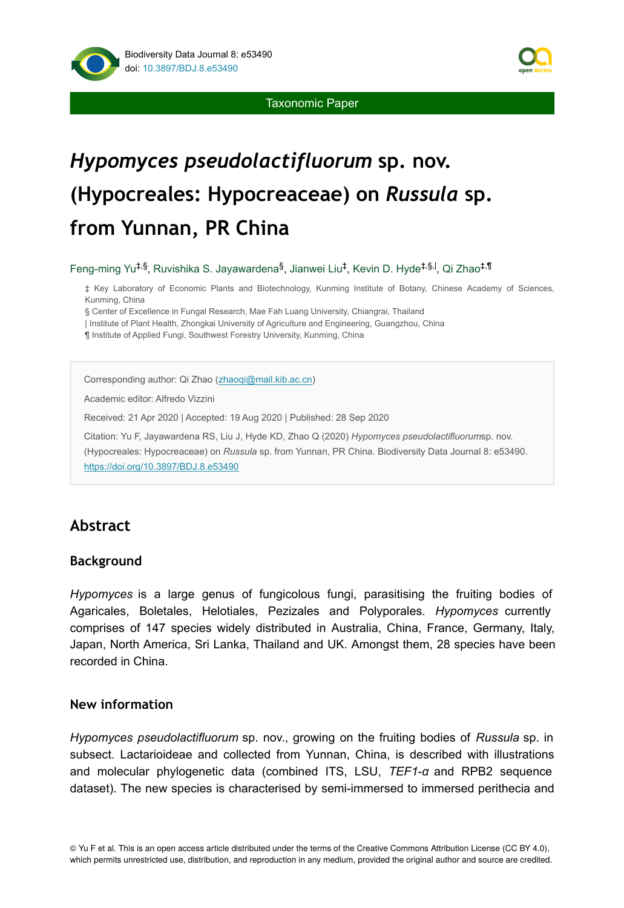Taxonomic Paper

# *Hypomyces pseudolactifluorum* sp. nov. (Hypocreales: Hypocreaceae) on *Russula* sp. from Yunnan, PR China

Feng-ming Yu[‡,§], Ruvishika S. Jayawardena[§], Jianwei Liu[‡], Kevin D. Hyde[‡,§,|], Qi Zhao[‡,¶]

‡ Key Laboratory of Economic Plants and Biotechnology, Kunming Institute of Botany, Chinese Academy of Sciences, Kunming, China

§ Center of Excellence in Fungal Research, Mae Fah Luang University, Chiangrai, Thailand

| Institute of Plant Health, Zhongkai University of Agriculture and Engineering, Guangzhou, China

¶ Institute of Applied Fungi, Southwest Forestry University, Kunming, China

Corresponding author: Qi Zhao (zhaoqi@mail.kib.ac.cn)

Academic editor: Alfredo Vizzini

Received: 21 Apr 2020 | Accepted: 19 Aug 2020 | Published: 28 Sep 2020

Citation: Yu F, Jayawardena RS, Liu J, Hyde KD, Zhao Q (2020) *Hypomyces pseudolactifluorum*sp. nov. (Hypocreales: Hypocreaceae) on *Russula* sp. from Yunnan, PR China. Biodiversity Data Journal 8: e53490. https://doi.org/10.3897/BDJ.8.e53490

## Abstract

### Background

*Hypomyces* is a large genus of fungicolous fungi, parasitising the fruiting bodies of Agaricales, Boletales, Helotiales, Pezizales and Polyporales. *Hypomyces* currently comprises of 147 species widely distributed in Australia, China, France, Germany, Italy, Japan, North America, Sri Lanka, Thailand and UK. Amongst them, 28 species have been recorded in China.

### New information

*Hypomyces pseudolactifluorum* sp. nov., growing on the fruiting bodies of *Russula* sp. in subsect. Lactarioideae and collected from Yunnan, China, is described with illustrations and molecular phylogenetic data (combined ITS, LSU, *TEF1-α* and RPB2 sequence dataset). The new species is characterised by semi-immersed to immersed perithecia and

© Yu F et al. This is an open access article distributed under the terms of the Creative Commons Attribution License (CC BY 4.0), which permits unrestricted use, distribution, and reproduction in any medium, provided the original author and source are credited.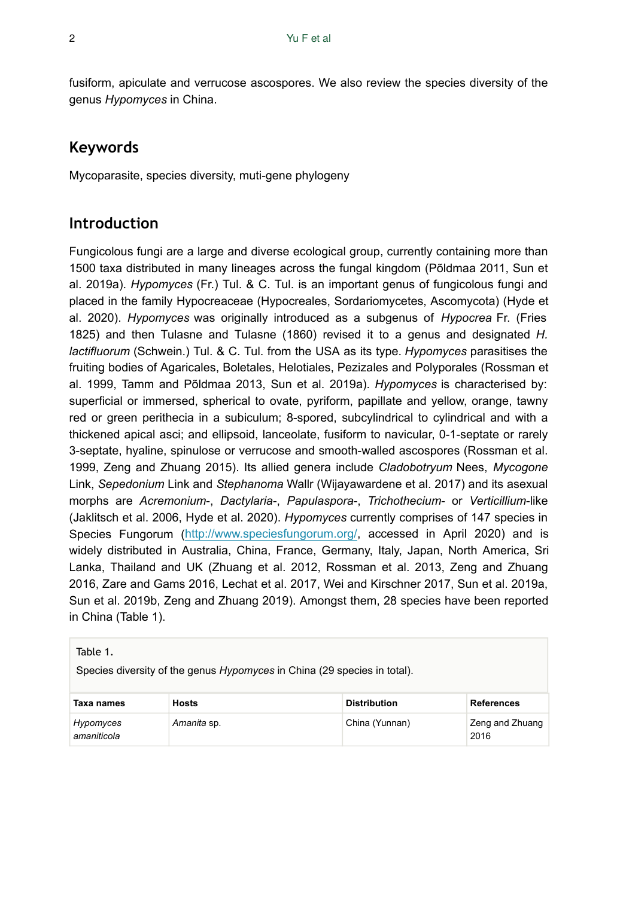fusiform, apiculate and verrucose ascospores. We also review the species diversity of the genus *Hypomyces* in China.

## Keywords

Mycoparasite, species diversity, muti-gene phylogeny

## Introduction

Fungicolous fungi are a large and diverse ecological group, currently containing more than 1500 taxa distributed in many lineages across the fungal kingdom (Põldmaa 2011, Sun et al. 2019a). *Hypomyces* (Fr.) Tul. & C. Tul. is an important genus of fungicolous fungi and placed in the family Hypocreaceae (Hypocreales, Sordariomycetes, Ascomycota) (Hyde et al. 2020). *Hypomyces* was originally introduced as a subgenus of *Hypocrea* Fr. (Fries 1825) and then Tulasne and Tulasne (1860) revised it to a genus and designated *H. lactifluorum* (Schwein.) Tul. & C. Tul. from the USA as its type. *Hypomyces* parasitises the fruiting bodies of Agaricales, Boletales, Helotiales, Pezizales and Polyporales (Rossman et al. 1999, Tamm and Põldmaa 2013, Sun et al. 2019a). *Hypomyces* is characterised by: superficial or immersed, spherical to ovate, pyriform, papillate and yellow, orange, tawny red or green perithecia in a subiculum; 8-spored, subcylindrical to cylindrical and with a thickened apical asci; and ellipsoid, lanceolate, fusiform to navicular, 0-1-septate or rarely 3-septate, hyaline, spinulose or verrucose and smooth-walled ascospores (Rossman et al. 1999, Zeng and Zhuang 2015). Its allied genera include *Cladobotryum* Nees, *Mycogone* Link, *Sepedonium* Link and *Stephanoma* Wallr (Wijayawardene et al. 2017) and its asexual morphs are *Acremonium*-, *Dactylaria*-, *Papulaspora*-, *Trichothecium*- or *Verticillium*-like (Jaklitsch et al. 2006, Hyde et al. 2020). *Hypomyces* currently comprises of 147 species in Species Fungorum (http://www.speciesfungorum.org/, accessed in April 2020) and is widely distributed in Australia, China, France, Germany, Italy, Japan, North America, Sri Lanka, Thailand and UK (Zhuang et al. 2012, Rossman et al. 2013, Zeng and Zhuang 2016, Zare and Gams 2016, Lechat et al. 2017, Wei and Kirschner 2017, Sun et al. 2019a, Sun et al. 2019b, Zeng and Zhuang 2019). Amongst them, 28 species have been reported in China (Table 1).

Table 1.

Species diversity of the genus *Hypomyces* in China (29 species in total).

| Taxa names | Hosts | Distribution | References |
|---|---|---|---|
| *Hypomyces amaniticola* | *Amanita* sp. | China (Yunnan) | Zeng and Zhuang 2016 |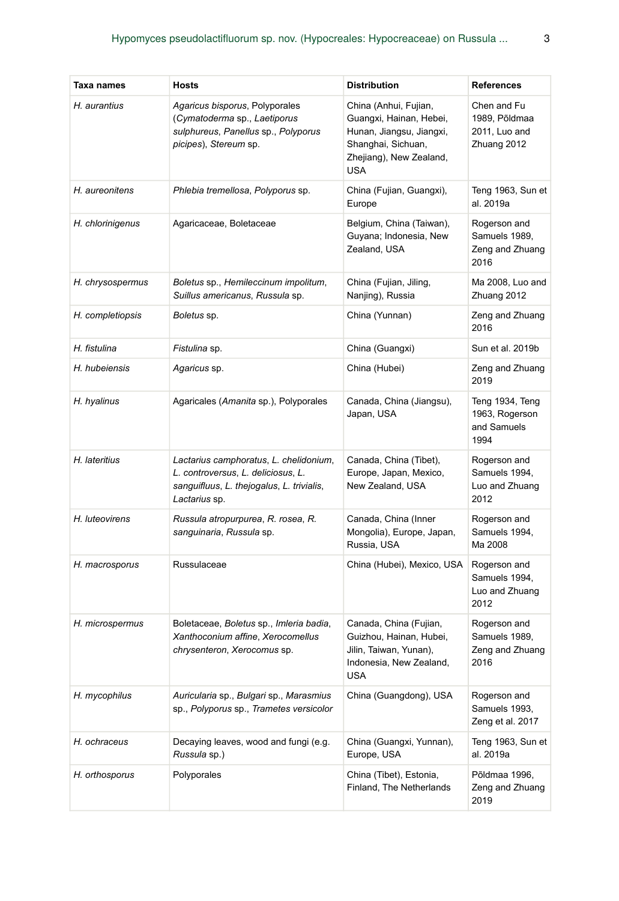| Taxa names | Hosts | Distribution | References |
|---|---|---|---|
| *H. aurantius* | *Agaricus bisporus*, Polyporales (*Cymatoderma* sp., *Laetiporus sulphureus*, *Panellus* sp., *Polyporus picipes*), *Stereum* sp. | China (Anhui, Fujian, Guangxi, Hainan, Hebei, Hunan, Jiangsu, Jiangxi, Shanghai, Sichuan, Zhejiang), New Zealand, USA | Chen and Fu 1989, Põldmaa 2011, Luo and Zhuang 2012 |
| *H. aureonitens* | *Phlebia tremellosa*, *Polyporus* sp. | China (Fujian, Guangxi), Europe | Teng 1963, Sun et al. 2019a |
| *H. chlorinigenus* | Agaricaceae, Boletaceae | Belgium, China (Taiwan), Guyana; Indonesia, New Zealand, USA | Rogerson and Samuels 1989, Zeng and Zhuang 2016 |
| *H. chrysospermus* | *Boletus* sp., *Hemileccinum impolitum*, *Suillus americanus*, *Russula* sp. | China (Fujian, Jiling, Nanjing), Russia | Ma 2008, Luo and Zhuang 2012 |
| *H. completiopsis* | *Boletus* sp. | China (Yunnan) | Zeng and Zhuang 2016 |
| *H. fistulina* | *Fistulina* sp. | China (Guangxi) | Sun et al. 2019b |
| *H. hubeiensis* | *Agaricus* sp. | China (Hubei) | Zeng and Zhuang 2019 |
| *H. hyalinus* | Agaricales (*Amanita* sp.), Polyporales | Canada, China (Jiangsu), Japan, USA | Teng 1934, Teng 1963, Rogerson and Samuels 1994 |
| *H. lateritius* | *Lactarius camphoratus*, *L. chelidonium*, *L. controversus*, *L. deliciosus*, *L. sanguifluus*, *L. thejogalus*, *L. trivialis*, *Lactarius* sp. | Canada, China (Tibet), Europe, Japan, Mexico, New Zealand, USA | Rogerson and Samuels 1994, Luo and Zhuang 2012 |
| *H. luteovirens* | *Russula atropurpurea*, *R. rosea*, *R. sanguinaria*, *Russula* sp. | Canada, China (Inner Mongolia), Europe, Japan, Russia, USA | Rogerson and Samuels 1994, Ma 2008 |
| *H. macrosporus* | Russulaceae | China (Hubei), Mexico, USA | Rogerson and Samuels 1994, Luo and Zhuang 2012 |
| *H. microspermus* | Boletaceae, *Boletus* sp., *Imleria badia*, *Xanthoconium affine*, *Xerocomellus chrysenteron*, *Xerocomus* sp. | Canada, China (Fujian, Guizhou, Hainan, Hubei, Jilin, Taiwan, Yunan), Indonesia, New Zealand, USA | Rogerson and Samuels 1989, Zeng and Zhuang 2016 |
| *H. mycophilus* | *Auricularia* sp., *Bulgari* sp., *Marasmius* sp., *Polyporus* sp., *Trametes versicolor* | China (Guangdong), USA | Rogerson and Samuels 1993, Zeng et al. 2017 |
| *H. ochraceus* | Decaying leaves, wood and fungi (e.g. *Russula* sp.) | China (Guangxi, Yunnan), Europe, USA | Teng 1963, Sun et al. 2019a |
| *H. orthosporus* | Polyporales | China (Tibet), Estonia, Finland, The Netherlands | Põldmaa 1996, Zeng and Zhuang 2019 |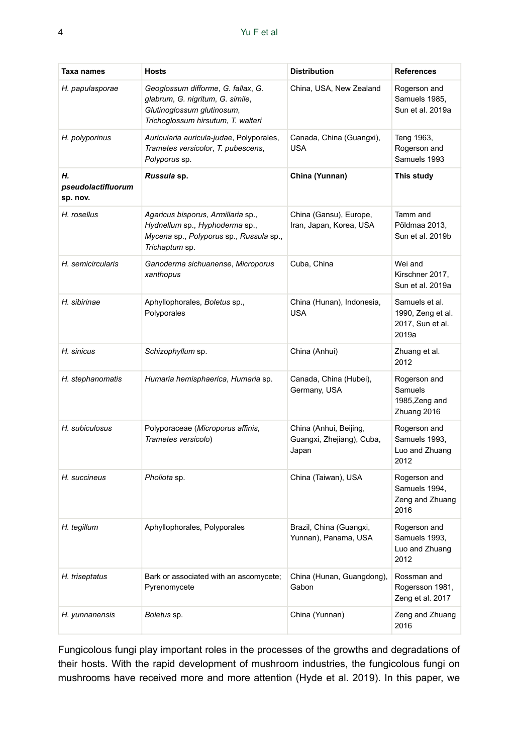| Taxa names | Hosts | Distribution | References |
| --- | --- | --- | --- |
| *H. papulasporae* | *Geoglossum difforme*, *G. fallax*, *G. glabrum*, *G. nigritum*, *G. simile*, *Glutinoglossum glutinosum*, *Trichoglossum hirsutum*, *T. walteri* | China, USA, New Zealand | Rogerson and Samuels 1985, Sun et al. 2019a |
| *H. polyporinus* | *Auricularia auricula-judae*, Polyporales, *Trametes versicolor*, *T. pubescens*, *Polyporus* sp. | Canada, China (Guangxi), USA | Teng 1963, Rogerson and Samuels 1993 |
| ***H. pseudolactifluorum* sp. nov.** | ***Russula* sp.** | **China (Yunnan)** | **This study** |
| *H. rosellus* | *Agaricus bisporus*, *Armillaria* sp., *Hydnellum* sp., *Hyphoderma* sp., *Mycena* sp., *Polyporus* sp., *Russula* sp., *Trichaptum* sp. | China (Gansu), Europe, Iran, Japan, Korea, USA | Tamm and Põldmaa 2013, Sun et al. 2019b |
| *H. semicircularis* | *Ganoderma sichuanense*, *Microporus xanthopus* | Cuba, China | Wei and Kirschner 2017, Sun et al. 2019a |
| *H. sibirinae* | Aphyllophorales, *Boletus* sp., Polyporales | China (Hunan), Indonesia, USA | Samuels et al. 1990, Zeng et al. 2017, Sun et al. 2019a |
| *H. sinicus* | *Schizophyllum* sp. | China (Anhui) | Zhuang et al. 2012 |
| *H. stephanomatis* | *Humaria hemisphaerica*, *Humaria* sp. | Canada, China (Hubei), Germany, USA | Rogerson and Samuels 1985,Zeng and Zhuang 2016 |
| *H. subiculosus* | Polyporaceae (*Microporus affinis*, *Trametes versicolo*) | China (Anhui, Beijing, Guangxi, Zhejiang), Cuba, Japan | Rogerson and Samuels 1993, Luo and Zhuang 2012 |
| *H. succineus* | *Pholiota* sp. | China (Taiwan), USA | Rogerson and Samuels 1994, Zeng and Zhuang 2016 |
| *H. tegillum* | Aphyllophorales, Polyporales | Brazil, China (Guangxi, Yunnan), Panama, USA | Rogerson and Samuels 1993, Luo and Zhuang 2012 |
| *H. triseptatus* | Bark or associated with an ascomycete; Pyrenomycete | China (Hunan, Guangdong), Gabon | Rossman and Rogersson 1981, Zeng et al. 2017 |
| *H. yunnanensis* | *Boletus* sp. | China (Yunnan) | Zeng and Zhuang 2016 |

Fungicolous fungi play important roles in the processes of the growths and degradations of their hosts. With the rapid development of mushroom industries, the fungicolous fungi on mushrooms have received more and more attention (Hyde et al. 2019). In this paper, we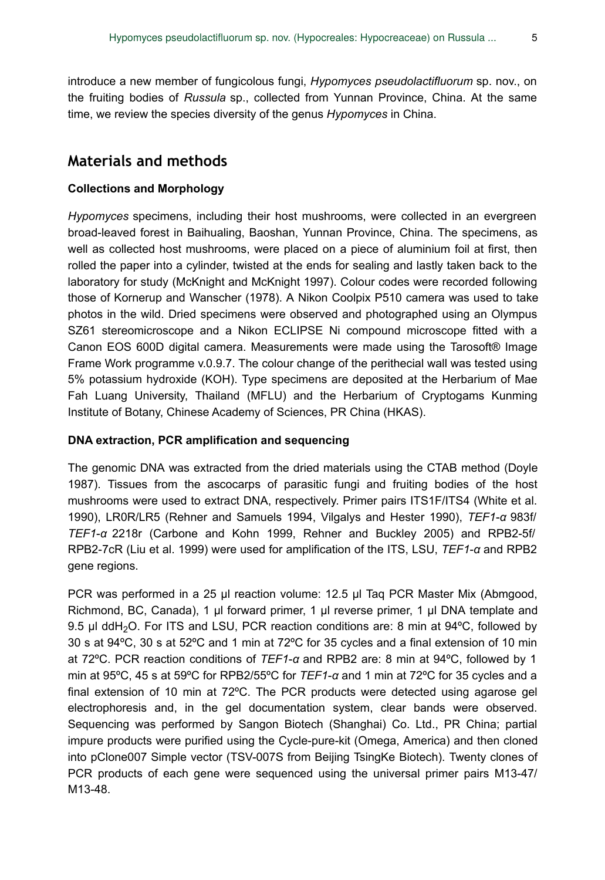introduce a new member of fungicolous fungi, *Hypomyces pseudolactifluorum* sp. nov., on the fruiting bodies of *Russula* sp., collected from Yunnan Province, China. At the same time, we review the species diversity of the genus *Hypomyces* in China.

## Materials and methods

### Collections and Morphology

*Hypomyces* specimens, including their host mushrooms, were collected in an evergreen broad-leaved forest in Baihualing, Baoshan, Yunnan Province, China. The specimens, as well as collected host mushrooms, were placed on a piece of aluminium foil at first, then rolled the paper into a cylinder, twisted at the ends for sealing and lastly taken back to the laboratory for study (McKnight and McKnight 1997). Colour codes were recorded following those of Kornerup and Wanscher (1978). A Nikon Coolpix P510 camera was used to take photos in the wild. Dried specimens were observed and photographed using an Olympus SZ61 stereomicroscope and a Nikon ECLIPSE Ni compound microscope fitted with a Canon EOS 600D digital camera. Measurements were made using the Tarosoft® Image Frame Work programme v.0.9.7. The colour change of the perithecial wall was tested using 5% potassium hydroxide (KOH). Type specimens are deposited at the Herbarium of Mae Fah Luang University, Thailand (MFLU) and the Herbarium of Cryptogams Kunming Institute of Botany, Chinese Academy of Sciences, PR China (HKAS).

### DNA extraction, PCR amplification and sequencing

The genomic DNA was extracted from the dried materials using the CTAB method (Doyle 1987). Tissues from the ascocarps of parasitic fungi and fruiting bodies of the host mushrooms were used to extract DNA, respectively. Primer pairs ITS1F/ITS4 (White et al. 1990), LR0R/LR5 (Rehner and Samuels 1994, Vilgalys and Hester 1990), *TEF1-α* 983f/ *TEF1-α* 2218r (Carbone and Kohn 1999, Rehner and Buckley 2005) and RPB2-5f/ RPB2-7cR (Liu et al. 1999) were used for amplification of the ITS, LSU, *TEF1-α* and RPB2 gene regions.

PCR was performed in a 25 µl reaction volume: 12.5 µl Taq PCR Master Mix (Abmgood, Richmond, BC, Canada), 1 µl forward primer, 1 µl reverse primer, 1 µl DNA template and 9.5 µl dd$H_2O$. For ITS and LSU, PCR reaction conditions are: 8 min at 94ºC, followed by 30 s at 94ºC, 30 s at 52ºC and 1 min at 72ºC for 35 cycles and a final extension of 10 min at 72ºC. PCR reaction conditions of *TEF1-α* and RPB2 are: 8 min at 94ºC, followed by 1 min at 95ºC, 45 s at 59ºC for RPB2/55ºC for *TEF1-α* and 1 min at 72ºC for 35 cycles and a final extension of 10 min at 72ºC. The PCR products were detected using agarose gel electrophoresis and, in the gel documentation system, clear bands were observed. Sequencing was performed by Sangon Biotech (Shanghai) Co. Ltd., PR China; partial impure products were purified using the Cycle-pure-kit (Omega, America) and then cloned into pClone007 Simple vector (TSV-007S from Beijing TsingKe Biotech). Twenty clones of PCR products of each gene were sequenced using the universal primer pairs M13-47/ M13-48.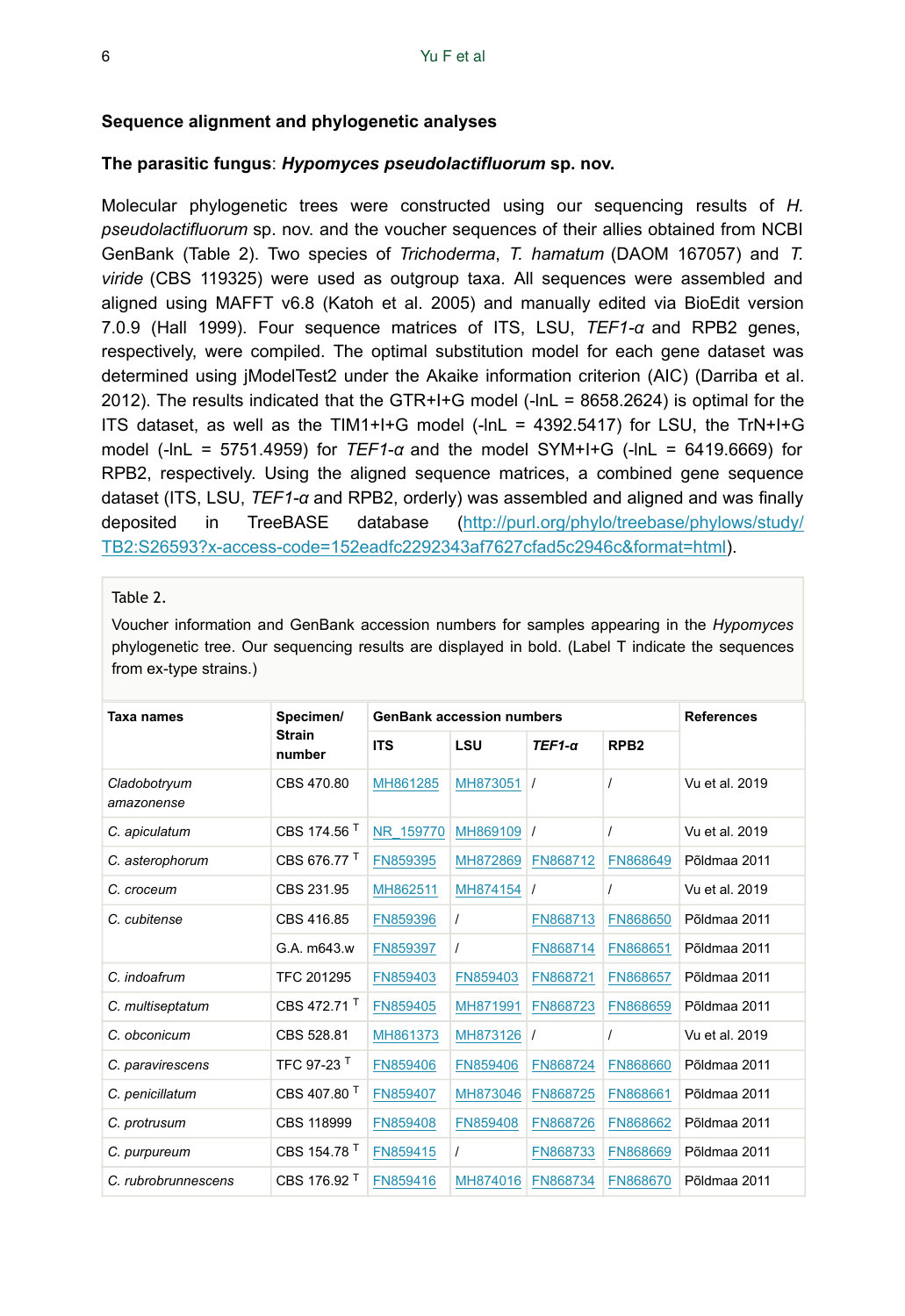### Sequence alignment and phylogenetic analyses

**The parasitic fungus**: ***Hypomyces pseudolactifluorum*** **sp. nov.**

Molecular phylogenetic trees were constructed using our sequencing results of *H. pseudolactifluorum* sp. nov. and the voucher sequences of their allies obtained from NCBI GenBank (Table 2). Two species of *Trichoderma*, *T. hamatum* (DAOM 167057) and *T. viride* (CBS 119325) were used as outgroup taxa. All sequences were assembled and aligned using MAFFT v6.8 (Katoh et al. 2005) and manually edited via BioEdit version 7.0.9 (Hall 1999). Four sequence matrices of ITS, LSU, *TEF1-α* and RPB2 genes, respectively, were compiled. The optimal substitution model for each gene dataset was determined using jModelTest2 under the Akaike information criterion (AIC) (Darriba et al. 2012). The results indicated that the GTR+I+G model (-lnL = 8658.2624) is optimal for the ITS dataset, as well as the TIM1+I+G model (-lnL = 4392.5417) for LSU, the TrN+I+G model (-lnL = 5751.4959) for *TEF1-α* and the model SYM+I+G (-lnL = 6419.6669) for RPB2, respectively. Using the aligned sequence matrices, a combined gene sequence dataset (ITS, LSU, *TEF1-α* and RPB2, orderly) was assembled and aligned and was finally deposited in TreeBASE database (http://purl.org/phylo/treebase/phylows/study/TB2:S26593?x-access-code=152eadfc2292343af7627cfad5c2946c&format=html).

Table 2.

Voucher information and GenBank accession numbers for samples appearing in the *Hypomyces* phylogenetic tree. Our sequencing results are displayed in bold. (Label T indicate the sequences from ex-type strains.)

| Taxa names | Specimen/ Strain number | GenBank accession numbers | | | | References |
|---|---|---|---|---|---|---|
| | | ITS | LSU | *TEF1-α* | RPB2 | |
| *Cladobotryum amazonense* | CBS 470.80 | MH861285 | MH873051 | / | / | Vu et al. 2019 |
| *C. apiculatum* | CBS 174.56 T | NR_159770 | MH869109 | / | / | Vu et al. 2019 |
| *C. asterophorum* | CBS 676.77 T | FN859395 | MH872869 | FN868712 | FN868649 | Põldmaa 2011 |
| *C. croceum* | CBS 231.95 | MH862511 | MH874154 | / | / | Vu et al. 2019 |
| *C. cubitense* | CBS 416.85 | FN859396 | / | FN868713 | FN868650 | Põldmaa 2011 |
| | G.A. m643.w | FN859397 | / | FN868714 | FN868651 | Põldmaa 2011 |
| *C. indoafrum* | TFC 201295 | FN859403 | FN859403 | FN868721 | FN868657 | Põldmaa 2011 |
| *C. multiseptatum* | CBS 472.71 T | FN859405 | MH871991 | FN868723 | FN868659 | Põldmaa 2011 |
| *C. obconicum* | CBS 528.81 | MH861373 | MH873126 | / | / | Vu et al. 2019 |
| *C. paravirescens* | TFC 97-23 T | FN859406 | FN859406 | FN868724 | FN868660 | Põldmaa 2011 |
| *C. penicillatum* | CBS 407.80 T | FN859407 | MH873046 | FN868725 | FN868661 | Põldmaa 2011 |
| *C. protrusum* | CBS 118999 | FN859408 | FN859408 | FN868726 | FN868662 | Põldmaa 2011 |
| *C. purpureum* | CBS 154.78 T | FN859415 | / | FN868733 | FN868669 | Põldmaa 2011 |
| *C. rubrobrunnescens* | CBS 176.92 T | FN859416 | MH874016 | FN868734 | FN868670 | Põldmaa 2011 |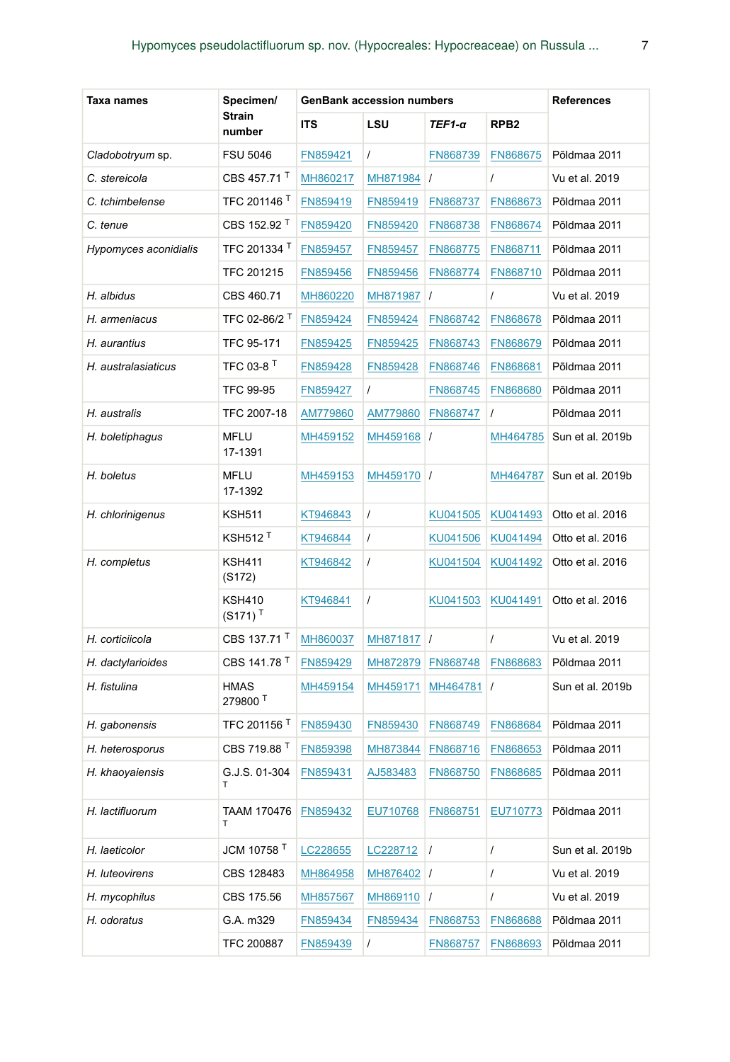| Taxa names | Specimen/ Strain number | GenBank accession numbers | | | | References |
|---|---|---|---|---|---|---|
| | | ITS | LSU | *TEF1-α* | RPB2 | |
| *Cladobotryum* sp. | FSU 5046 | FN859421 | / | FN868739 | FN868675 | Põldmaa 2011 |
| *C. stereicola* | CBS 457.71 [T] | MH860217 | MH871984 | / | / | Vu et al. 2019 |
| *C. tchimbelense* | TFC 201146 [T] | FN859419 | FN859419 | FN868737 | FN868673 | Põldmaa 2011 |
| *C. tenue* | CBS 152.92 [T] | FN859420 | FN859420 | FN868738 | FN868674 | Põldmaa 2011 |
| *Hypomyces aconidialis* | TFC 201334 [T] | FN859457 | FN859457 | FN868775 | FN868711 | Põldmaa 2011 |
| | TFC 201215 | FN859456 | FN859456 | FN868774 | FN868710 | Põldmaa 2011 |
| *H. albidus* | CBS 460.71 | MH860220 | MH871987 | / | / | Vu et al. 2019 |
| *H. armeniacus* | TFC 02-86/2 [T] | FN859424 | FN859424 | FN868742 | FN868678 | Põldmaa 2011 |
| *H. aurantius* | TFC 95-171 | FN859425 | FN859425 | FN868743 | FN868679 | Põldmaa 2011 |
| *H. australasiaticus* | TFC 03-8 [T] | FN859428 | FN859428 | FN868746 | FN868681 | Põldmaa 2011 |
| | TFC 99-95 | FN859427 | / | FN868745 | FN868680 | Põldmaa 2011 |
| *H. australis* | TFC 2007-18 | AM779860 | AM779860 | FN868747 | / | Põldmaa 2011 |
| *H. boletiphagus* | MFLU 17-1391 | MH459152 | MH459168 | / | MH464785 | Sun et al. 2019b |
| *H. boletus* | MFLU 17-1392 | MH459153 | MH459170 | / | MH464787 | Sun et al. 2019b |
| *H. chlorinigenus* | KSH511 | KT946843 | / | KU041505 | KU041493 | Otto et al. 2016 |
| | KSH512 [T] | KT946844 | / | KU041506 | KU041494 | Otto et al. 2016 |
| *H. completus* | KSH411 (S172) | KT946842 | / | KU041504 | KU041492 | Otto et al. 2016 |
| | KSH410 (S171) [T] | KT946841 | / | KU041503 | KU041491 | Otto et al. 2016 |
| *H. corticiicola* | CBS 137.71 [T] | MH860037 | MH871817 | / | / | Vu et al. 2019 |
| *H. dactylarioides* | CBS 141.78 [T] | FN859429 | MH872879 | FN868748 | FN868683 | Põldmaa 2011 |
| *H. fistulina* | HMAS 279800 [T] | MH459154 | MH459171 | MH464781 | / | Sun et al. 2019b |
| *H. gabonensis* | TFC 201156 [T] | FN859430 | FN859430 | FN868749 | FN868684 | Põldmaa 2011 |
| *H. heterosporus* | CBS 719.88 [T] | FN859398 | MH873844 | FN868716 | FN868653 | Põldmaa 2011 |
| *H. khaoyaiensis* | G.J.S. 01-304 [T] | FN859431 | AJ583483 | FN868750 | FN868685 | Põldmaa 2011 |
| *H. lactifluorum* | TAAM 170476 [T] | FN859432 | EU710768 | FN868751 | EU710773 | Põldmaa 2011 |
| *H. laeticolor* | JCM 10758 [T] | LC228655 | LC228712 | / | / | Sun et al. 2019b |
| *H. luteovirens* | CBS 128483 | MH864958 | MH876402 | / | / | Vu et al. 2019 |
| *H. mycophilus* | CBS 175.56 | MH857567 | MH869110 | / | / | Vu et al. 2019 |
| *H. odoratus* | G.A. m329 | FN859434 | FN859434 | FN868753 | FN868688 | Põldmaa 2011 |
| | TFC 200887 | FN859439 | / | FN868757 | FN868693 | Põldmaa 2011 |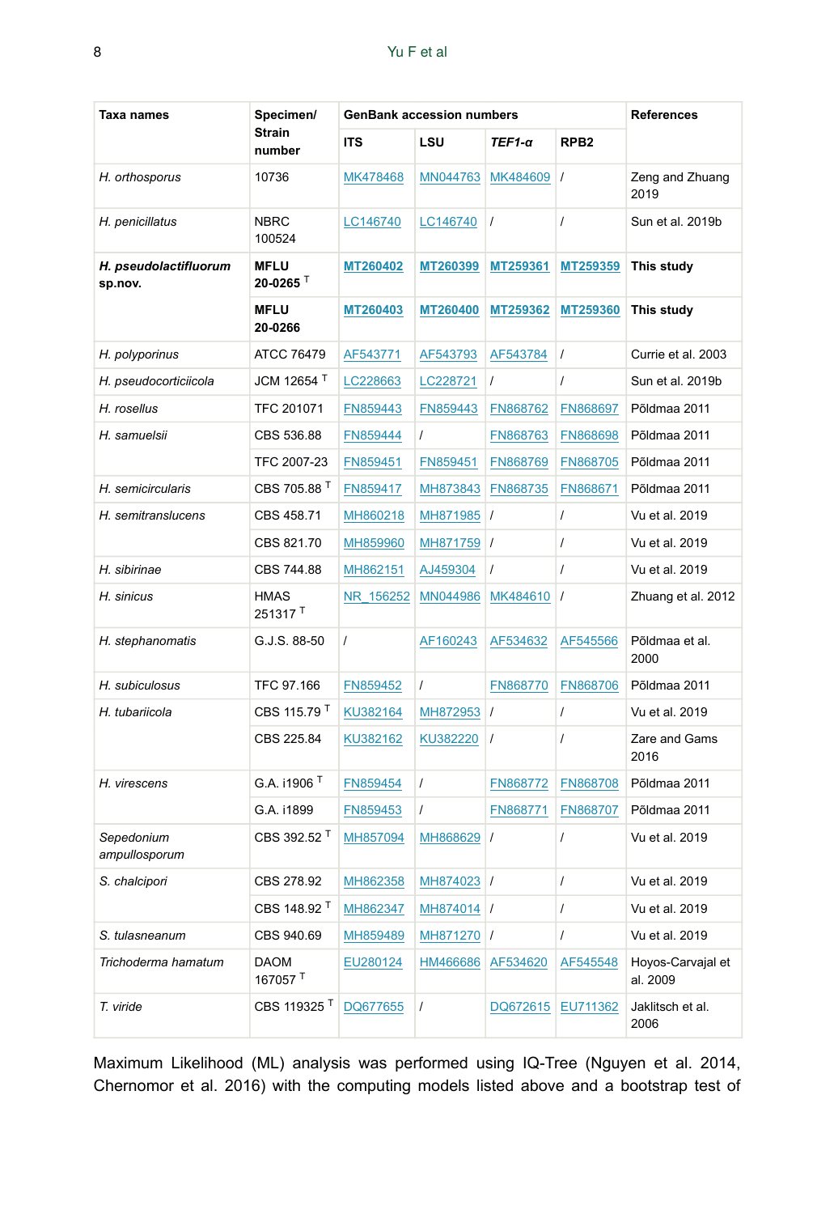| Taxa names | Specimen/ Strain number | GenBank accession numbers | | | | References |
|---|---|---|---|---|---|---|
| | | ITS | LSU | *TEF1-α* | RPB2 | |
| *H. orthosporus* | 10736 | MK478468 | MN044763 | MK484609 | / | Zeng and Zhuang 2019 |
| *H. penicillatus* | NBRC 100524 | LC146740 | LC146740 | / | / | Sun et al. 2019b |
| ***H. pseudolactifluorum* sp.nov.** | **MFLU 20-0265** T | **MT260402** | **MT260399** | **MT259361** | **MT259359** | **This study** |
| | **MFLU 20-0266** | **MT260403** | **MT260400** | **MT259362** | **MT259360** | **This study** |
| *H. polyporinus* | ATCC 76479 | AF543771 | AF543793 | AF543784 | / | Currie et al. 2003 |
| *H. pseudocorticiicola* | JCM 12654 T | LC228663 | LC228721 | / | / | Sun et al. 2019b |
| *H. rosellus* | TFC 201071 | FN859443 | FN859443 | FN868762 | FN868697 | Põldmaa 2011 |
| *H. samuelsii* | CBS 536.88 | FN859444 | / | FN868763 | FN868698 | Põldmaa 2011 |
| | TFC 2007-23 | FN859451 | FN859451 | FN868769 | FN868705 | Põldmaa 2011 |
| *H. semicircularis* | CBS 705.88 T | FN859417 | MH873843 | FN868735 | FN868671 | Põldmaa 2011 |
| *H. semitranslucens* | CBS 458.71 | MH860218 | MH871985 | / | / | Vu et al. 2019 |
| | CBS 821.70 | MH859960 | MH871759 | / | / | Vu et al. 2019 |
| *H. sibirinae* | CBS 744.88 | MH862151 | AJ459304 | / | / | Vu et al. 2019 |
| *H. sinicus* | HMAS 251317 T | NR_156252 | MN044986 | MK484610 | / | Zhuang et al. 2012 |
| *H. stephanomatis* | G.J.S. 88-50 | / | AF160243 | AF534632 | AF545566 | Põldmaa et al. 2000 |
| *H. subiculosus* | TFC 97.166 | FN859452 | / | FN868770 | FN868706 | Põldmaa 2011 |
| *H. tubariicola* | CBS 115.79 T | KU382164 | MH872953 | / | / | Vu et al. 2019 |
| | CBS 225.84 | KU382162 | KU382220 | / | / | Zare and Gams 2016 |
| *H. virescens* | G.A. i1906 T | FN859454 | / | FN868772 | FN868708 | Põldmaa 2011 |
| | G.A. i1899 | FN859453 | / | FN868771 | FN868707 | Põldmaa 2011 |
| *Sepedonium ampullosporum* | CBS 392.52 T | MH857094 | MH868629 | / | / | Vu et al. 2019 |
| *S. chalcipori* | CBS 278.92 | MH862358 | MH874023 | / | / | Vu et al. 2019 |
| | CBS 148.92 T | MH862347 | MH874014 | / | / | Vu et al. 2019 |
| *S. tulasneanum* | CBS 940.69 | MH859489 | MH871270 | / | / | Vu et al. 2019 |
| *Trichoderma hamatum* | DAOM 167057 T | EU280124 | HM466686 | AF534620 | AF545548 | Hoyos-Carvajal et al. 2009 |
| *T. viride* | CBS 119325 T | DQ677655 | / | DQ672615 | EU711362 | Jaklitsch et al. 2006 |

Maximum Likelihood (ML) analysis was performed using IQ-Tree (Nguyen et al. 2014, Chernomor et al. 2016) with the computing models listed above and a bootstrap test of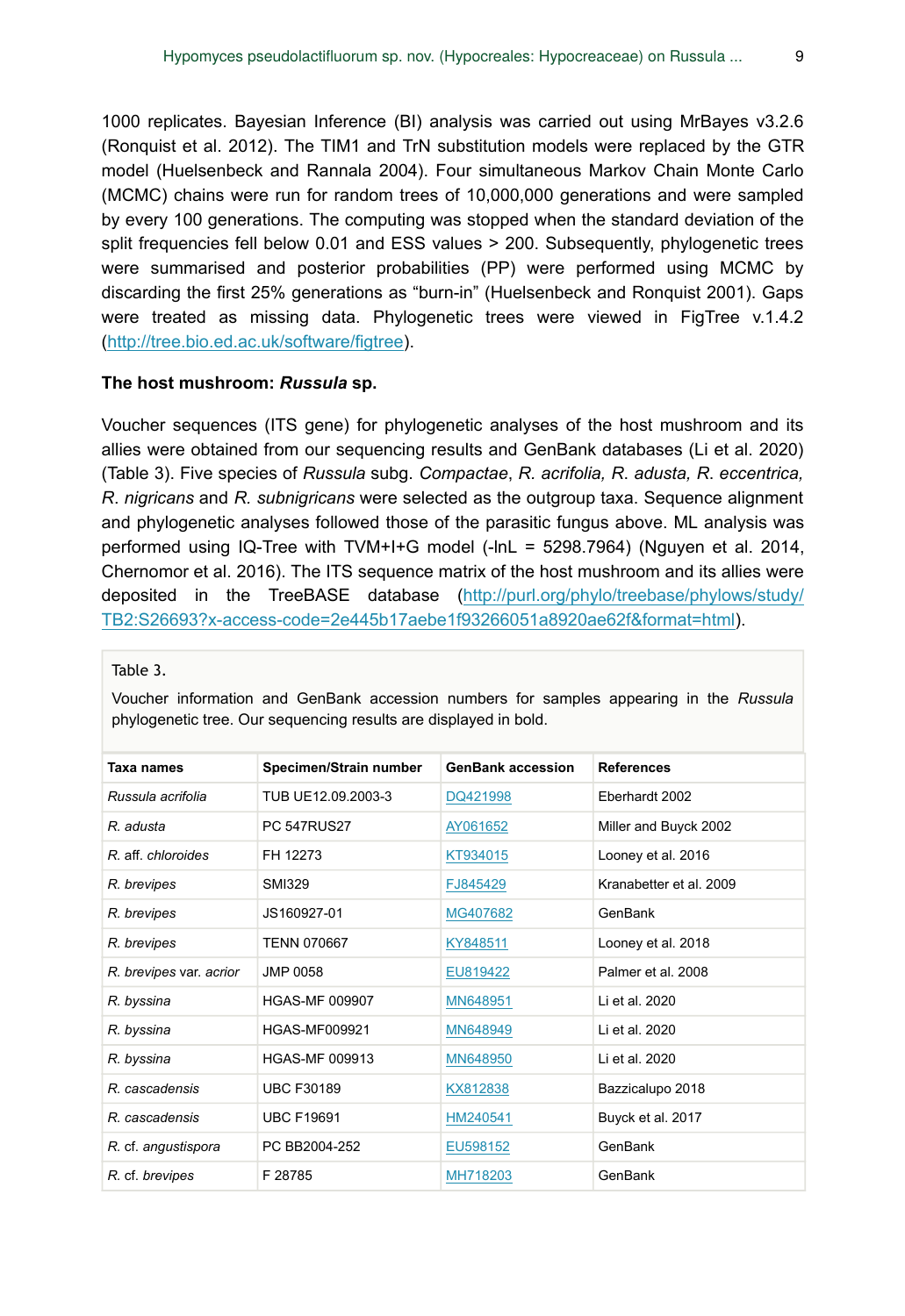1000 replicates. Bayesian Inference (BI) analysis was carried out using MrBayes v3.2.6 (Ronquist et al. 2012). The TIM1 and TrN substitution models were replaced by the GTR model (Huelsenbeck and Rannala 2004). Four simultaneous Markov Chain Monte Carlo (MCMC) chains were run for random trees of 10,000,000 generations and were sampled by every 100 generations. The computing was stopped when the standard deviation of the split frequencies fell below 0.01 and ESS values > 200. Subsequently, phylogenetic trees were summarised and posterior probabilities (PP) were performed using MCMC by discarding the first 25% generations as "burn-in" (Huelsenbeck and Ronquist 2001). Gaps were treated as missing data. Phylogenetic trees were viewed in FigTree v.1.4.2 (http://tree.bio.ed.ac.uk/software/figtree).

**The host mushroom: *Russula* sp.**

Voucher sequences (ITS gene) for phylogenetic analyses of the host mushroom and its allies were obtained from our sequencing results and GenBank databases (Li et al. 2020) (Table 3). Five species of *Russula* subg. *Compactae*, *R. acrifolia, R. adusta, R. eccentrica, R. nigricans* and *R. subnigricans* were selected as the outgroup taxa. Sequence alignment and phylogenetic analyses followed those of the parasitic fungus above. ML analysis was performed using IQ-Tree with TVM+I+G model (-lnL = 5298.7964) (Nguyen et al. 2014, Chernomor et al. 2016). The ITS sequence matrix of the host mushroom and its allies were deposited in the TreeBASE database (http://purl.org/phylo/treebase/phylows/study/TB2:S26693?x-access-code=2e445b17aebe1f93266051a8920ae62f&format=html).

Table 3.

Voucher information and GenBank accession numbers for samples appearing in the *Russula* phylogenetic tree. Our sequencing results are displayed in bold.

| Taxa names | Specimen/Strain number | GenBank accession | References |
|---|---|---|---|
| *Russula acrifolia* | TUB UE12.09.2003-3 | DQ421998 | Eberhardt 2002 |
| *R. adusta* | PC 547RUS27 | AY061652 | Miller and Buyck 2002 |
| *R.* aff. *chloroides* | FH 12273 | KT934015 | Looney et al. 2016 |
| *R. brevipes* | SMI329 | FJ845429 | Kranabetter et al. 2009 |
| *R. brevipes* | JS160927-01 | MG407682 | GenBank |
| *R. brevipes* | TENN 070667 | KY848511 | Looney et al. 2018 |
| *R. brevipes* var. *acrior* | JMP 0058 | EU819422 | Palmer et al. 2008 |
| *R. byssina* | HGAS-MF 009907 | MN648951 | Li et al. 2020 |
| *R. byssina* | HGAS-MF009921 | MN648949 | Li et al. 2020 |
| *R. byssina* | HGAS-MF 009913 | MN648950 | Li et al. 2020 |
| *R. cascadensis* | UBC F30189 | KX812838 | Bazzicalupo 2018 |
| *R. cascadensis* | UBC F19691 | HM240541 | Buyck et al. 2017 |
| *R.* cf. *angustispora* | PC BB2004-252 | EU598152 | GenBank |
| *R.* cf. *brevipes* | F 28785 | MH718203 | GenBank |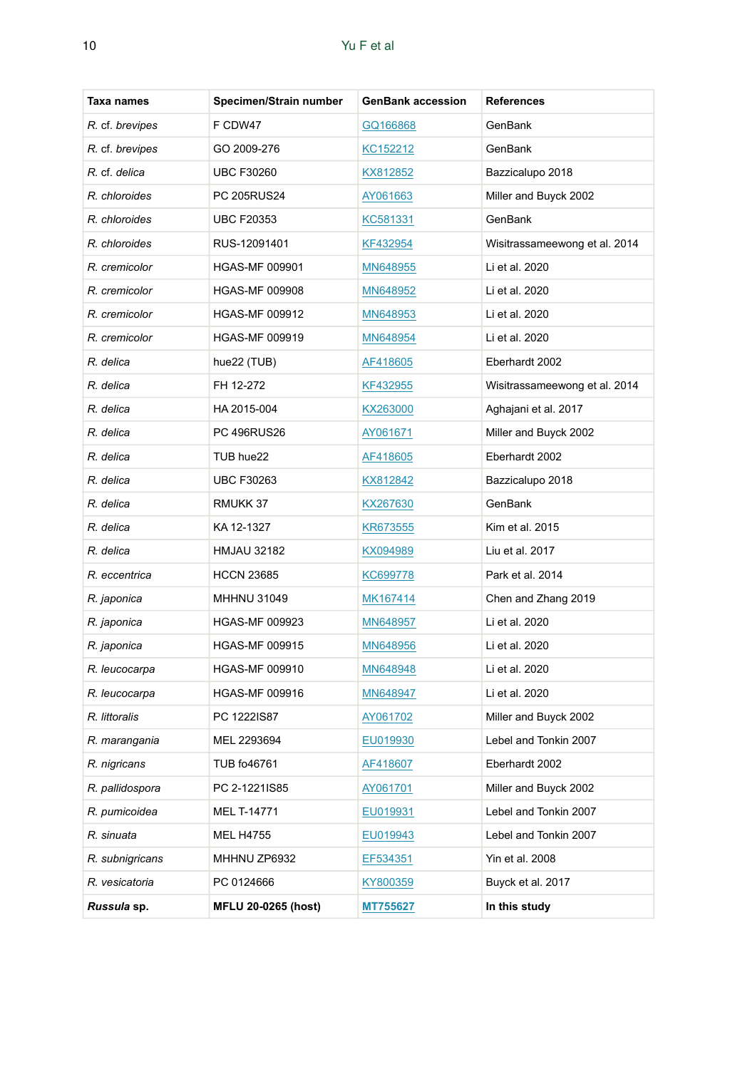| Taxa names | Specimen/Strain number | GenBank accession | References |
|---|---|---|---|
| *R.* cf. *brevipes* | F CDW47 | GQ166868 | GenBank |
| *R.* cf. *brevipes* | GO 2009-276 | KC152212 | GenBank |
| *R.* cf. *delica* | UBC F30260 | KX812852 | Bazzicalupo 2018 |
| *R. chloroides* | PC 205RUS24 | AY061663 | Miller and Buyck 2002 |
| *R. chloroides* | UBC F20353 | KC581331 | GenBank |
| *R. chloroides* | RUS-12091401 | KF432954 | Wisitrassameewong et al. 2014 |
| *R. cremicolor* | HGAS-MF 009901 | MN648955 | Li et al. 2020 |
| *R. cremicolor* | HGAS-MF 009908 | MN648952 | Li et al. 2020 |
| *R. cremicolor* | HGAS-MF 009912 | MN648953 | Li et al. 2020 |
| *R. cremicolor* | HGAS-MF 009919 | MN648954 | Li et al. 2020 |
| *R. delica* | hue22 (TUB) | AF418605 | Eberhardt 2002 |
| *R. delica* | FH 12-272 | KF432955 | Wisitrassameewong et al. 2014 |
| *R. delica* | HA 2015-004 | KX263000 | Aghajani et al. 2017 |
| *R. delica* | PC 496RUS26 | AY061671 | Miller and Buyck 2002 |
| *R. delica* | TUB hue22 | AF418605 | Eberhardt 2002 |
| *R. delica* | UBC F30263 | KX812842 | Bazzicalupo 2018 |
| *R. delica* | RMUKK 37 | KX267630 | GenBank |
| *R. delica* | KA 12-1327 | KR673555 | Kim et al. 2015 |
| *R. delica* | HMJAU 32182 | KX094989 | Liu et al. 2017 |
| *R. eccentrica* | HCCN 23685 | KC699778 | Park et al. 2014 |
| *R. japonica* | MHHNU 31049 | MK167414 | Chen and Zhang 2019 |
| *R. japonica* | HGAS-MF 009923 | MN648957 | Li et al. 2020 |
| *R. japonica* | HGAS-MF 009915 | MN648956 | Li et al. 2020 |
| *R. leucocarpa* | HGAS-MF 009910 | MN648948 | Li et al. 2020 |
| *R. leucocarpa* | HGAS-MF 009916 | MN648947 | Li et al. 2020 |
| *R. littoralis* | PC 1222IS87 | AY061702 | Miller and Buyck 2002 |
| *R. marangania* | MEL 2293694 | EU019930 | Lebel and Tonkin 2007 |
| *R. nigricans* | TUB fo46761 | AF418607 | Eberhardt 2002 |
| *R. pallidospora* | PC 2-1221IS85 | AY061701 | Miller and Buyck 2002 |
| *R. pumicoidea* | MEL T-14771 | EU019931 | Lebel and Tonkin 2007 |
| *R. sinuata* | MEL H4755 | EU019943 | Lebel and Tonkin 2007 |
| *R. subnigricans* | MHHNU ZP6932 | EF534351 | Yin et al. 2008 |
| *R. vesicatoria* | PC 0124666 | KY800359 | Buyck et al. 2017 |
| ***Russula* sp.** | **MFLU 20-0265 (host)** | **MT755627** | **In this study** |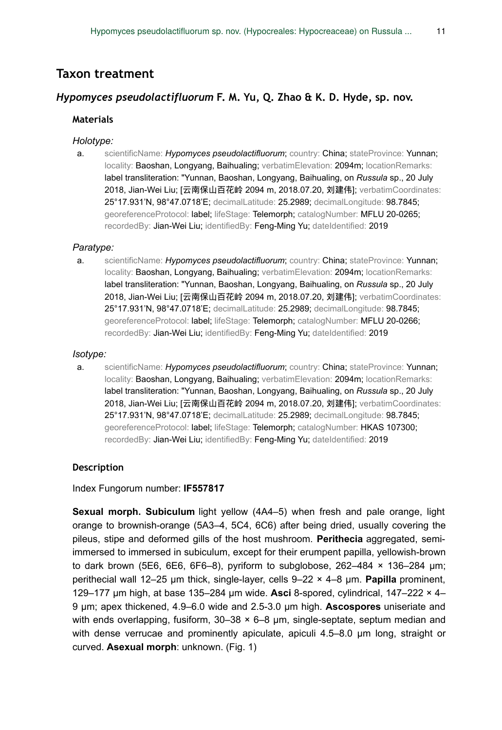## Taxon treatment

### *Hypomyces pseudolactifluorum* F. M. Yu, Q. Zhao & K. D. Hyde, sp. nov.

#### Materials

*Holotype:*

a. scientificName: ***Hypomyces pseudolactifluorum***; country: China; stateProvince: Yunnan; locality: Baoshan, Longyang, Baihualing; verbatimElevation: 2094m; locationRemarks: label transliteration: "Yunnan, Baoshan, Longyang, Baihualing, on *Russula* sp., 20 July 2018, Jian-Wei Liu; [云南保山百花岭 2094 m, 2018.07.20, 刘建伟]; verbatimCoordinates: 25°17.931'N, 98°47.0718'E; decimalLatitude: 25.2989; decimalLongitude: 98.7845; georeferenceProtocol: label; lifeStage: Telemorph; catalogNumber: MFLU 20-0265; recordedBy: Jian-Wei Liu; identifiedBy: Feng-Ming Yu; dateIdentified: 2019

*Paratype:*

a. scientificName: ***Hypomyces pseudolactifluorum***; country: China; stateProvince: Yunnan; locality: Baoshan, Longyang, Baihualing; verbatimElevation: 2094m; locationRemarks: label transliteration: "Yunnan, Baoshan, Longyang, Baihualing, on *Russula* sp., 20 July 2018, Jian-Wei Liu; [云南保山百花岭 2094 m, 2018.07.20, 刘建伟]; verbatimCoordinates: 25°17.931'N, 98°47.0718'E; decimalLatitude: 25.2989; decimalLongitude: 98.7845; georeferenceProtocol: label; lifeStage: Telemorph; catalogNumber: MFLU 20-0266; recordedBy: Jian-Wei Liu; identifiedBy: Feng-Ming Yu; dateIdentified: 2019

*Isotype:*

a. scientificName: ***Hypomyces pseudolactifluorum***; country: China; stateProvince: Yunnan; locality: Baoshan, Longyang, Baihualing; verbatimElevation: 2094m; locationRemarks: label transliteration: "Yunnan, Baoshan, Longyang, Baihualing, on *Russula* sp., 20 July 2018, Jian-Wei Liu; [云南保山百花岭 2094 m, 2018.07.20, 刘建伟]; verbatimCoordinates: 25°17.931'N, 98°47.0718'E; decimalLatitude: 25.2989; decimalLongitude: 98.7845; georeferenceProtocol: label; lifeStage: Telemorph; catalogNumber: HKAS 107300; recordedBy: Jian-Wei Liu; identifiedBy: Feng-Ming Yu; dateIdentified: 2019

#### Description

Index Fungorum number: **IF557817**

**Sexual morph. Subiculum** light yellow (4A4–5) when fresh and pale orange, light orange to brownish-orange (5A3–4, 5C4, 6C6) after being dried, usually covering the pileus, stipe and deformed gills of the host mushroom. **Perithecia** aggregated, semi-immersed to immersed in subiculum, except for their erumpent papilla, yellowish-brown to dark brown (5E6, 6E6, 6F6–8), pyriform to subglobose, 262–484 × 136–284 μm; perithecial wall 12–25 μm thick, single-layer, cells 9–22 × 4–8 μm. **Papilla** prominent, 129–177 μm high, at base 135–284 μm wide. **Asci** 8-spored, cylindrical, 147–222 × 4–9 μm; apex thickened, 4.9–6.0 wide and 2.5-3.0 μm high. **Ascospores** uniseriate and with ends overlapping, fusiform, 30–38 × 6–8 μm, single-septate, septum median and with dense verrucae and prominently apiculate, apiculi 4.5–8.0 μm long, straight or curved. **Asexual morph**: unknown. (Fig. 1)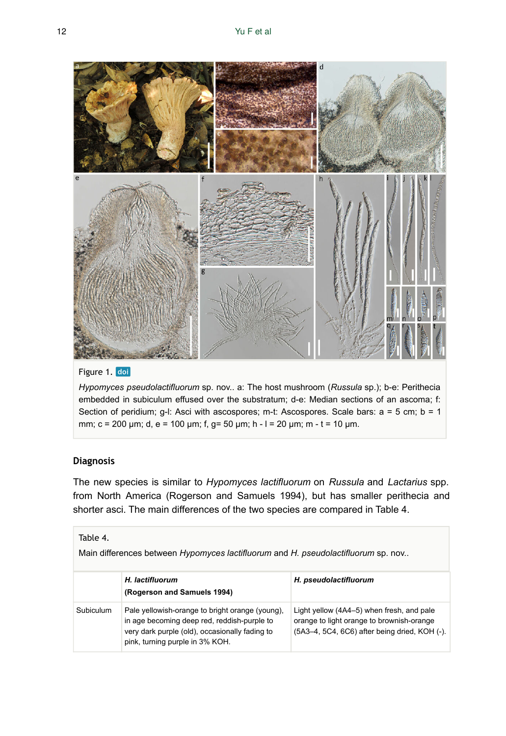Figure 1. doi

*Hypomyces pseudolactifluorum* sp. nov.. a: The host mushroom (*Russula* sp.); b-e: Perithecia embedded in subiculum effused over the substratum; d-e: Median sections of an ascoma; f: Section of peridium; g-l: Asci with ascospores; m-t: Ascospores. Scale bars: a = 5 cm; b = 1 mm; c = 200 μm; d, e = 100 μm; f, g= 50 μm; h - l = 20 μm; m - t = 10 μm.

### Diagnosis

The new species is similar to *Hypomyces lactifluorum* on *Russula* and *Lactarius* spp. from North America (Rogerson and Samuels 1994), but has smaller perithecia and shorter asci. The main differences of the two species are compared in Table 4.

Table 4.

Main differences between *Hypomyces lactifluorum* and *H. pseudolactifluorum* sp. nov..

| | ***H. lactifluorum* (Rogerson and Samuels 1994)** | ***H. pseudolactifluorum*** |
|---|---|---|
| Subiculum | Pale yellowish-orange to bright orange (young), in age becoming deep red, reddish-purple to very dark purple (old), occasionally fading to pink, turning purple in 3% KOH. | Light yellow (4A4–5) when fresh, and pale orange to light orange to brownish-orange (5A3–4, 5C4, 6C6) after being dried, KOH (-). |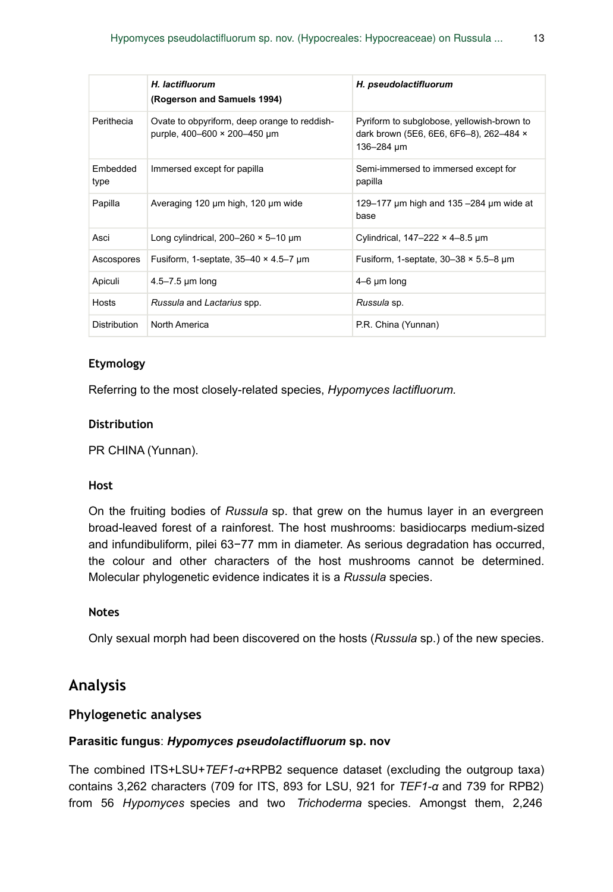| | *H. lactifluorum* (Rogerson and Samuels 1994) | *H. pseudolactifluorum* |
|---|---|---|
| Perithecia | Ovate to obpyriform, deep orange to reddish-purple, 400–600 × 200–450 µm | Pyriform to subglobose, yellowish-brown to dark brown (5E6, 6E6, 6F6–8), 262–484 × 136–284 µm |
| Embedded type | Immersed except for papilla | Semi-immersed to immersed except for papilla |
| Papilla | Averaging 120 µm high, 120 µm wide | 129–177 µm high and 135 –284 µm wide at base |
| Asci | Long cylindrical, 200–260 × 5–10 µm | Cylindrical, 147–222 × 4–8.5 µm |
| Ascospores | Fusiform, 1-septate, 35–40 × 4.5–7 µm | Fusiform, 1-septate, 30–38 × 5.5–8 µm |
| Apiculi | 4.5–7.5 µm long | 4–6 µm long |
| Hosts | *Russula* and *Lactarius* spp. | *Russula* sp. |
| Distribution | North America | P.R. China (Yunnan) |

#### Etymology

Referring to the most closely-related species, *Hypomyces lactifluorum.*

#### Distribution

PR CHINA (Yunnan).

#### Host

On the fruiting bodies of *Russula* sp. that grew on the humus layer in an evergreen broad-leaved forest of a rainforest. The host mushrooms: basidiocarps medium-sized and infundibuliform, pilei 63−77 mm in diameter. As serious degradation has occurred, the colour and other characters of the host mushrooms cannot be determined. Molecular phylogenetic evidence indicates it is a *Russula* species.

#### Notes

Only sexual morph had been discovered on the hosts (*Russula* sp.) of the new species.

## Analysis

### Phylogenetic analyses

**Parasitic fungus**: ***Hypomyces pseudolactifluorum* sp. nov**

The combined ITS+LSU+*TEF1-α*+RPB2 sequence dataset (excluding the outgroup taxa) contains 3,262 characters (709 for ITS, 893 for LSU, 921 for *TEF1-α* and 739 for RPB2) from 56 *Hypomyces* species and two *Trichoderma* species. Amongst them, 2,246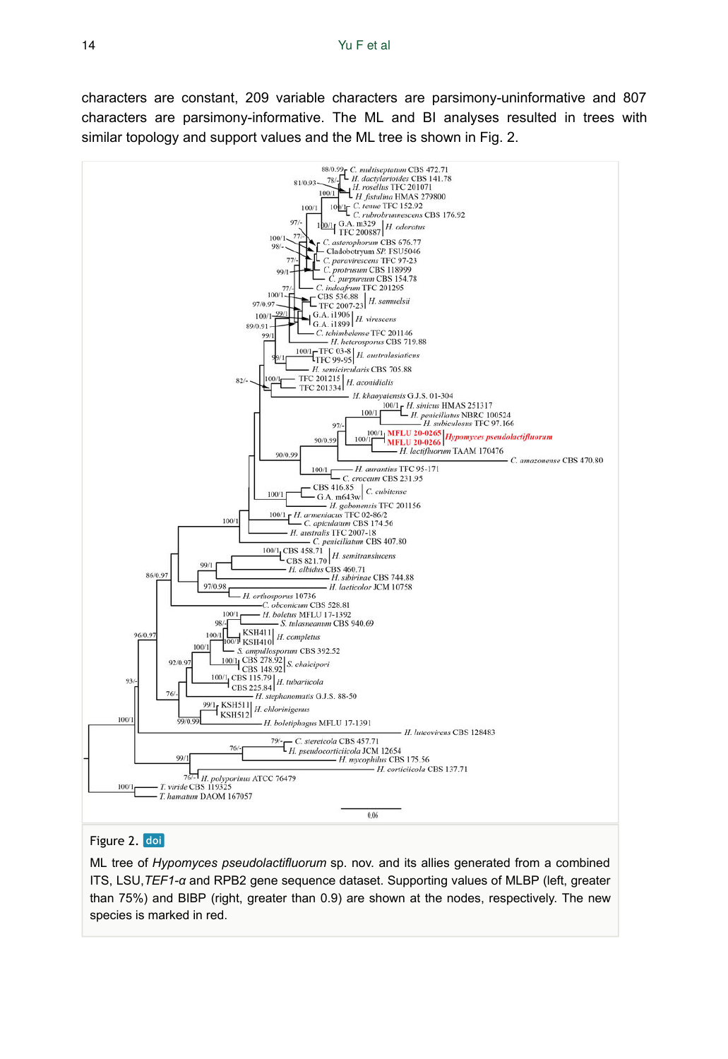characters are constant, 209 variable characters are parsimony-uninformative and 807 characters are parsimony-informative. The ML and BI analyses resulted in trees with similar topology and support values and the ML tree is shown in Fig. 2.

Figure 2. doi

ML tree of *Hypomyces pseudolactifluorum* sp. nov. and its allies generated from a combined ITS, LSU, *TEF1-α* and RPB2 gene sequence dataset. Supporting values of MLBP (left, greater than 75%) and BIBP (right, greater than 0.9) are shown at the nodes, respectively. The new species is marked in red.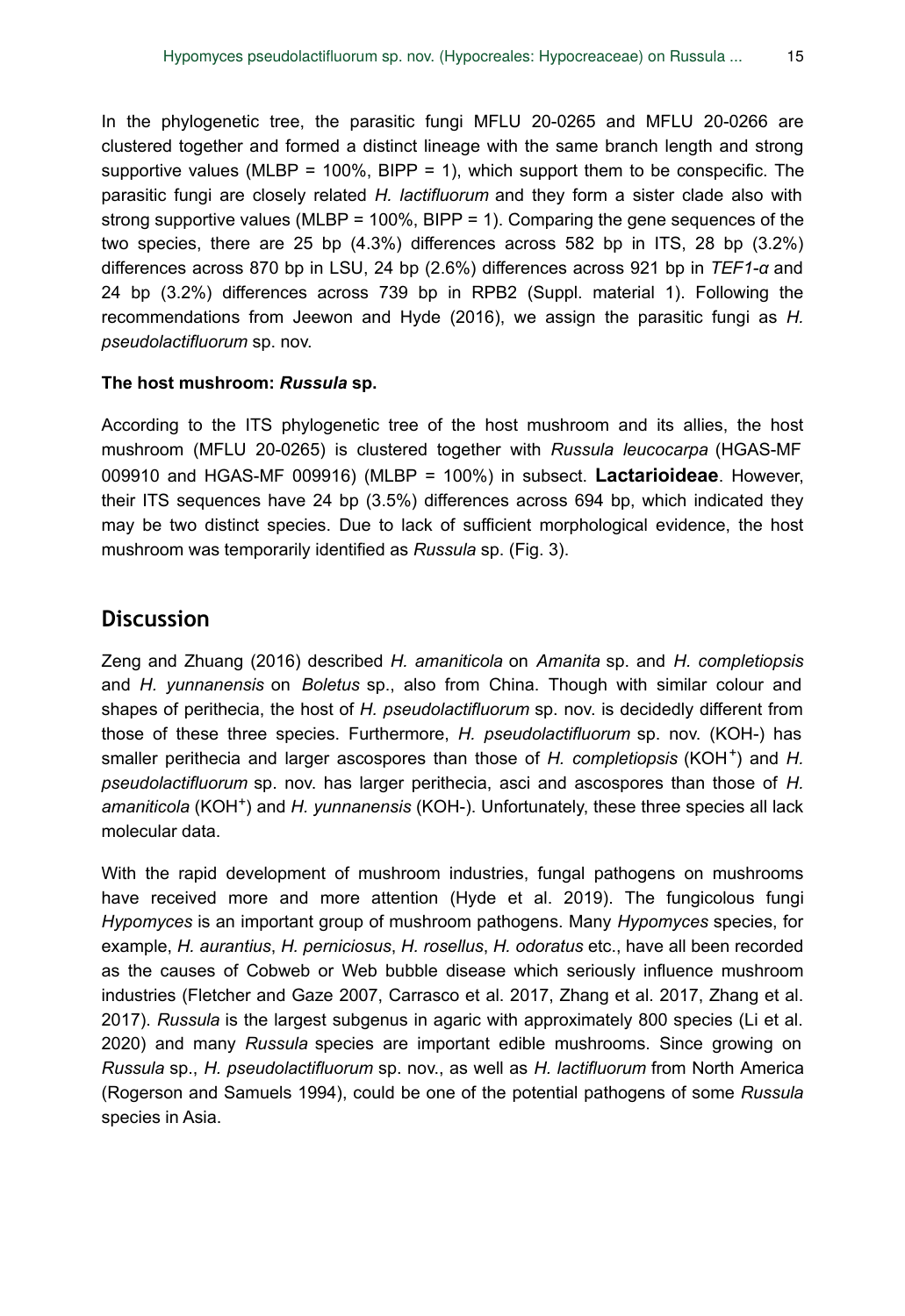In the phylogenetic tree, the parasitic fungi MFLU 20-0265 and MFLU 20-0266 are clustered together and formed a distinct lineage with the same branch length and strong supportive values (MLBP = 100%, BIPP = 1), which support them to be conspecific. The parasitic fungi are closely related *H. lactifluorum* and they form a sister clade also with strong supportive values (MLBP = 100%, BIPP = 1). Comparing the gene sequences of the two species, there are 25 bp (4.3%) differences across 582 bp in ITS, 28 bp (3.2%) differences across 870 bp in LSU, 24 bp (2.6%) differences across 921 bp in *TEF1-α* and 24 bp (3.2%) differences across 739 bp in RPB2 (Suppl. material 1). Following the recommendations from Jeewon and Hyde (2016), we assign the parasitic fungi as *H. pseudolactifluorum* sp. nov.

**The host mushroom: *Russula* sp.**

According to the ITS phylogenetic tree of the host mushroom and its allies, the host mushroom (MFLU 20-0265) is clustered together with *Russula leucocarpa* (HGAS-MF 009910 and HGAS-MF 009916) (MLBP = 100%) in subsect. **Lactarioideae**. However, their ITS sequences have 24 bp (3.5%) differences across 694 bp, which indicated they may be two distinct species. Due to lack of sufficient morphological evidence, the host mushroom was temporarily identified as *Russula* sp. (Fig. 3).

## Discussion

Zeng and Zhuang (2016) described *H. amaniticola* on *Amanita* sp. and *H. completiopsis* and *H. yunnanensis* on *Boletus* sp., also from China. Though with similar colour and shapes of perithecia, the host of *H. pseudolactifluorum* sp. nov. is decidedly different from those of these three species. Furthermore, *H. pseudolactifluorum* sp. nov. (KOH-) has smaller perithecia and larger ascospores than those of *H. completiopsis* ($KOH^+$) and *H. pseudolactifluorum* sp. nov. has larger perithecia, asci and ascospores than those of *H. amaniticola* ($KOH^+$) and *H. yunnanensis* (KOH-). Unfortunately, these three species all lack molecular data.

With the rapid development of mushroom industries, fungal pathogens on mushrooms have received more and more attention (Hyde et al. 2019). The fungicolous fungi *Hypomyces* is an important group of mushroom pathogens. Many *Hypomyces* species, for example, *H. aurantius*, *H. perniciosus*, *H. rosellus*, *H. odoratus* etc., have all been recorded as the causes of Cobweb or Web bubble disease which seriously influence mushroom industries (Fletcher and Gaze 2007, Carrasco et al. 2017, Zhang et al. 2017, Zhang et al. 2017). *Russula* is the largest subgenus in agaric with approximately 800 species (Li et al. 2020) and many *Russula* species are important edible mushrooms. Since growing on *Russula* sp., *H. pseudolactifluorum* sp. nov., as well as *H. lactifluorum* from North America (Rogerson and Samuels 1994), could be one of the potential pathogens of some *Russula* species in Asia.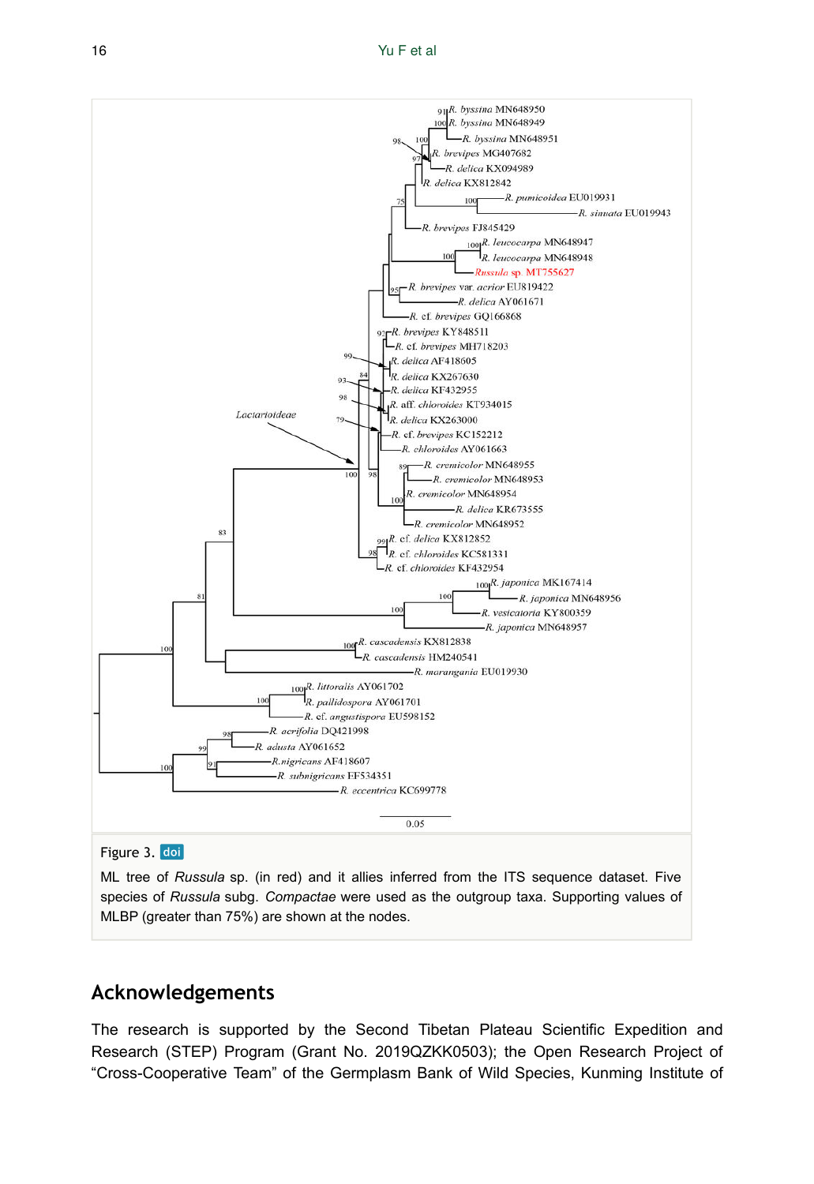Figure 3. doi

ML tree of *Russula* sp. (in red) and it allies inferred from the ITS sequence dataset. Five species of *Russula* subg. *Compactae* were used as the outgroup taxa. Supporting values of MLBP (greater than 75%) are shown at the nodes.

## Acknowledgements

The research is supported by the Second Tibetan Plateau Scientific Expedition and Research (STEP) Program (Grant No. 2019QZKK0503); the Open Research Project of "Cross-Cooperative Team" of the Germplasm Bank of Wild Species, Kunming Institute of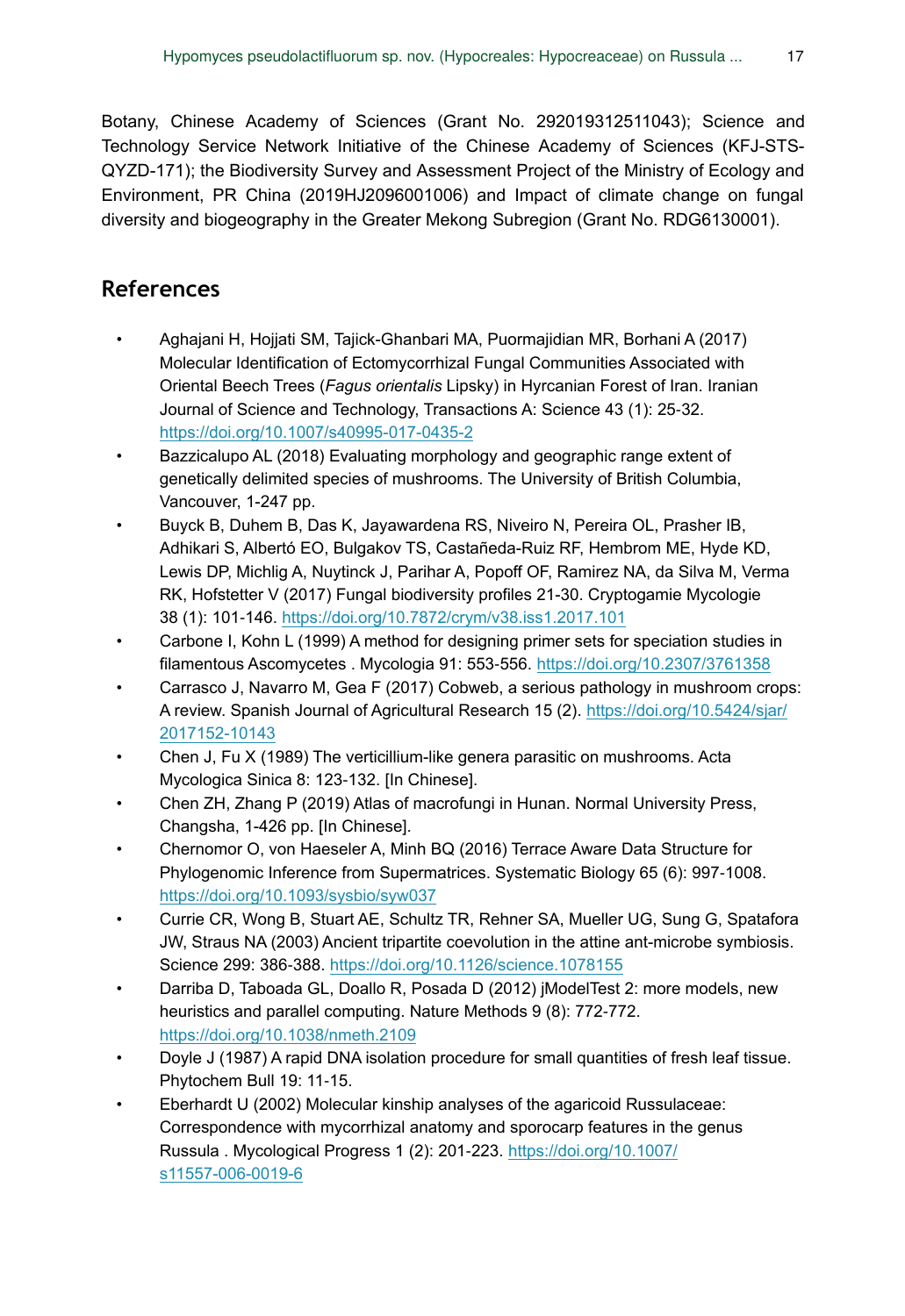Botany, Chinese Academy of Sciences (Grant No. 292019312511043); Science and Technology Service Network Initiative of the Chinese Academy of Sciences (KFJ-STS-QYZD-171); the Biodiversity Survey and Assessment Project of the Ministry of Ecology and Environment, PR China (2019HJ2096001006) and Impact of climate change on fungal diversity and biogeography in the Greater Mekong Subregion (Grant No. RDG6130001).

## References

- Aghajani H, Hojjati SM, Tajick-Ghanbari MA, Puormajidian MR, Borhani A (2017) Molecular Identification of Ectomycorrhizal Fungal Communities Associated with Oriental Beech Trees (*Fagus orientalis* Lipsky) in Hyrcanian Forest of Iran. Iranian Journal of Science and Technology, Transactions A: Science 43 (1): 25-32. https://doi.org/10.1007/s40995-017-0435-2
- Bazzicalupo AL (2018) Evaluating morphology and geographic range extent of genetically delimited species of mushrooms. The University of British Columbia, Vancouver, 1-247 pp.
- Buyck B, Duhem B, Das K, Jayawardena RS, Niveiro N, Pereira OL, Prasher IB, Adhikari S, Albertó EO, Bulgakov TS, Castañeda-Ruiz RF, Hembrom ME, Hyde KD, Lewis DP, Michlig A, Nuytinck J, Parihar A, Popoff OF, Ramirez NA, da Silva M, Verma RK, Hofstetter V (2017) Fungal biodiversity profiles 21-30. Cryptogamie Mycologie 38 (1): 101-146. https://doi.org/10.7872/crym/v38.iss1.2017.101
- Carbone I, Kohn L (1999) A method for designing primer sets for speciation studies in filamentous Ascomycetes . Mycologia 91: 553-556. https://doi.org/10.2307/3761358
- Carrasco J, Navarro M, Gea F (2017) Cobweb, a serious pathology in mushroom crops: A review. Spanish Journal of Agricultural Research 15 (2). https://doi.org/10.5424/sjar/2017152-10143
- Chen J, Fu X (1989) The verticillium-like genera parasitic on mushrooms. Acta Mycologica Sinica 8: 123-132. [In Chinese].
- Chen ZH, Zhang P (2019) Atlas of macrofungi in Hunan. Normal University Press, Changsha, 1-426 pp. [In Chinese].
- Chernomor O, von Haeseler A, Minh BQ (2016) Terrace Aware Data Structure for Phylogenomic Inference from Supermatrices. Systematic Biology 65 (6): 997-1008. https://doi.org/10.1093/sysbio/syw037
- Currie CR, Wong B, Stuart AE, Schultz TR, Rehner SA, Mueller UG, Sung G, Spatafora JW, Straus NA (2003) Ancient tripartite coevolution in the attine ant-microbe symbiosis. Science 299: 386-388. https://doi.org/10.1126/science.1078155
- Darriba D, Taboada GL, Doallo R, Posada D (2012) jModelTest 2: more models, new heuristics and parallel computing. Nature Methods 9 (8): 772-772. https://doi.org/10.1038/nmeth.2109
- Doyle J (1987) A rapid DNA isolation procedure for small quantities of fresh leaf tissue. Phytochem Bull 19: 11-15.
- Eberhardt U (2002) Molecular kinship analyses of the agaricoid Russulaceae: Correspondence with mycorrhizal anatomy and sporocarp features in the genus Russula . Mycological Progress 1 (2): 201-223. https://doi.org/10.1007/s11557-006-0019-6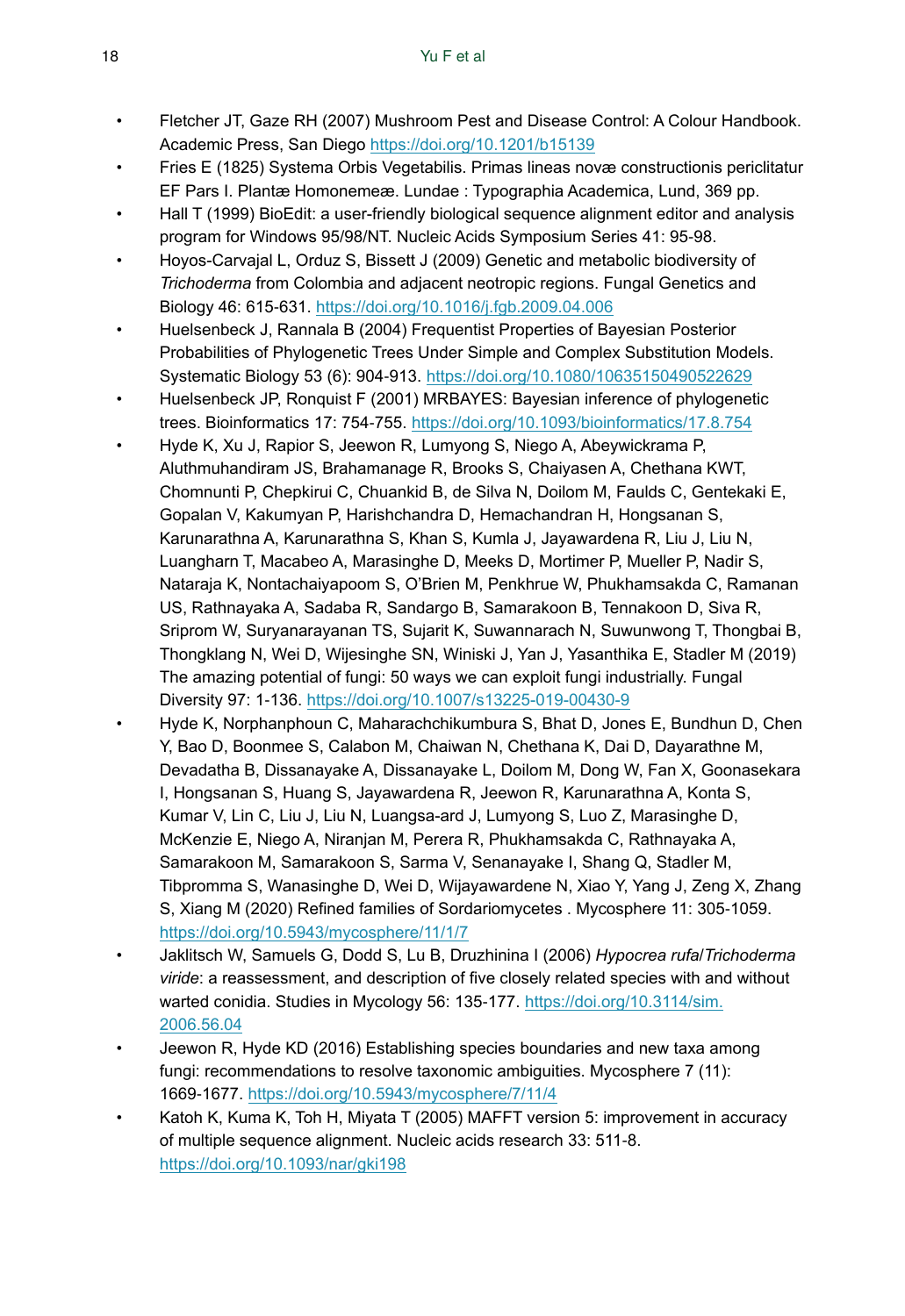- Fletcher JT, Gaze RH (2007) Mushroom Pest and Disease Control: A Colour Handbook. Academic Press, San Diego https://doi.org/10.1201/b15139
- Fries E (1825) Systema Orbis Vegetabilis. Primas lineas novæ constructionis periclitatur EF Pars I. Plantæ Homonemeæ. Lundae : Typographia Academica, Lund, 369 pp.
- Hall T (1999) BioEdit: a user-friendly biological sequence alignment editor and analysis program for Windows 95/98/NT. Nucleic Acids Symposium Series 41: 95-98.
- Hoyos-Carvajal L, Orduz S, Bissett J (2009) Genetic and metabolic biodiversity of *Trichoderma* from Colombia and adjacent neotropic regions. Fungal Genetics and Biology 46: 615-631. https://doi.org/10.1016/j.fgb.2009.04.006
- Huelsenbeck J, Rannala B (2004) Frequentist Properties of Bayesian Posterior Probabilities of Phylogenetic Trees Under Simple and Complex Substitution Models. Systematic Biology 53 (6): 904-913. https://doi.org/10.1080/10635150490522629
- Huelsenbeck JP, Ronquist F (2001) MRBAYES: Bayesian inference of phylogenetic trees. Bioinformatics 17: 754-755. https://doi.org/10.1093/bioinformatics/17.8.754
- Hyde K, Xu J, Rapior S, Jeewon R, Lumyong S, Niego A, Abeywickrama P, Aluthmuhandiram JS, Brahamanage R, Brooks S, Chaiyasen A, Chethana KWT, Chomnunti P, Chepkirui C, Chuankid B, de Silva N, Doilom M, Faulds C, Gentekaki E, Gopalan V, Kakumyan P, Harishchandra D, Hemachandran H, Hongsanan S, Karunarathna A, Karunarathna S, Khan S, Kumla J, Jayawardena R, Liu J, Liu N, Luangharn T, Macabeo A, Marasinghe D, Meeks D, Mortimer P, Mueller P, Nadir S, Nataraja K, Nontachaiyapoom S, O'Brien M, Penkhrue W, Phukhamsakda C, Ramanan US, Rathnayaka A, Sadaba R, Sandargo B, Samarakoon B, Tennakoon D, Siva R, Sriprom W, Suryanarayanan TS, Sujarit K, Suwannarach N, Suwunwong T, Thongbai B, Thongklang N, Wei D, Wijesinghe SN, Winiski J, Yan J, Yasanthika E, Stadler M (2019) The amazing potential of fungi: 50 ways we can exploit fungi industrially. Fungal Diversity 97: 1-136. https://doi.org/10.1007/s13225-019-00430-9
- Hyde K, Norphanphoun C, Maharachchikumbura S, Bhat D, Jones E, Bundhun D, Chen Y, Bao D, Boonmee S, Calabon M, Chaiwan N, Chethana K, Dai D, Dayarathne M, Devadatha B, Dissanayake A, Dissanayake L, Doilom M, Dong W, Fan X, Goonasekara I, Hongsanan S, Huang S, Jayawardena R, Jeewon R, Karunarathna A, Konta S, Kumar V, Lin C, Liu J, Liu N, Luangsa-ard J, Lumyong S, Luo Z, Marasinghe D, McKenzie E, Niego A, Niranjan M, Perera R, Phukhamsakda C, Rathnayaka A, Samarakoon M, Samarakoon S, Sarma V, Senanayake I, Shang Q, Stadler M, Tibpromma S, Wanasinghe D, Wei D, Wijayawardene N, Xiao Y, Yang J, Zeng X, Zhang S, Xiang M (2020) Refined families of Sordariomycetes . Mycosphere 11: 305-1059. https://doi.org/10.5943/mycosphere/11/1/7
- Jaklitsch W, Samuels G, Dodd S, Lu B, Druzhinina I (2006) *Hypocrea rufa*/*Trichoderma viride*: a reassessment, and description of five closely related species with and without warted conidia. Studies in Mycology 56: 135-177. https://doi.org/10.3114/sim.2006.56.04
- Jeewon R, Hyde KD (2016) Establishing species boundaries and new taxa among fungi: recommendations to resolve taxonomic ambiguities. Mycosphere 7 (11): 1669-1677. https://doi.org/10.5943/mycosphere/7/11/4
- Katoh K, Kuma K, Toh H, Miyata T (2005) MAFFT version 5: improvement in accuracy of multiple sequence alignment. Nucleic acids research 33: 511-8. https://doi.org/10.1093/nar/gki198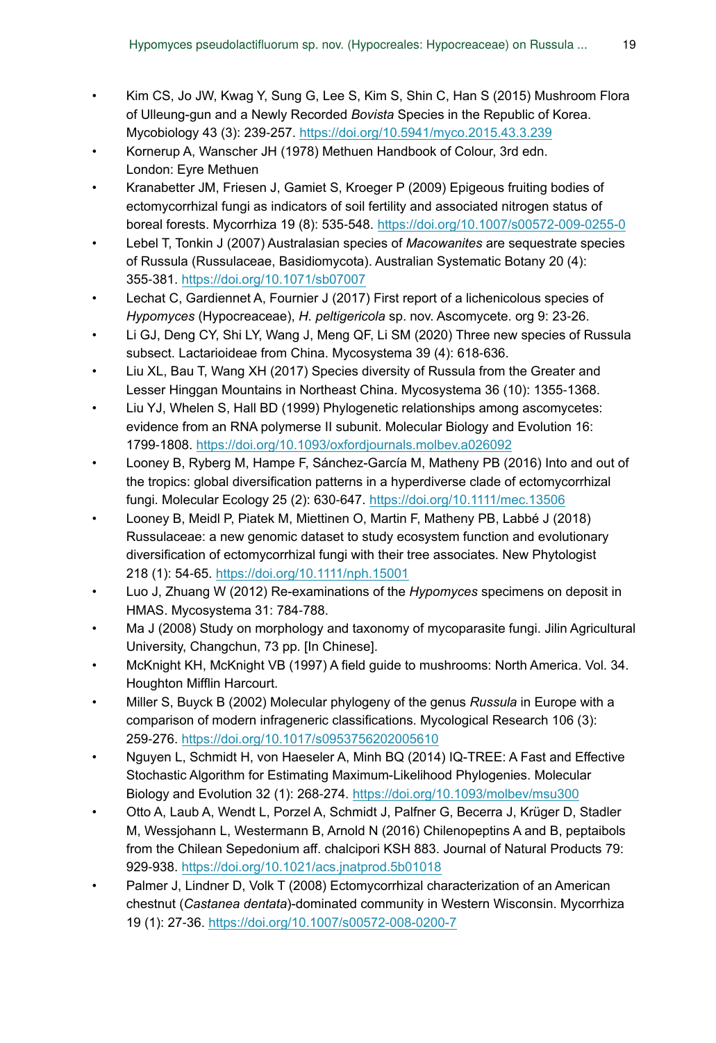- Kim CS, Jo JW, Kwag Y, Sung G, Lee S, Kim S, Shin C, Han S (2015) Mushroom Flora of Ulleung-gun and a Newly Recorded *Bovista* Species in the Republic of Korea. Mycobiology 43 (3): 239-257. https://doi.org/10.5941/myco.2015.43.3.239
- Kornerup A, Wanscher JH (1978) Methuen Handbook of Colour, 3rd edn. London: Eyre Methuen
- Kranabetter JM, Friesen J, Gamiet S, Kroeger P (2009) Epigeous fruiting bodies of ectomycorrhizal fungi as indicators of soil fertility and associated nitrogen status of boreal forests. Mycorrhiza 19 (8): 535-548. https://doi.org/10.1007/s00572-009-0255-0
- Lebel T, Tonkin J (2007) Australasian species of *Macowanites* are sequestrate species of Russula (Russulaceae, Basidiomycota). Australian Systematic Botany 20 (4): 355-381. https://doi.org/10.1071/sb07007
- Lechat C, Gardiennet A, Fournier J (2017) First report of a lichenicolous species of *Hypomyces* (Hypocreaceae), *H. peltigericola* sp. nov. Ascomycete. org 9: 23-26.
- Li GJ, Deng CY, Shi LY, Wang J, Meng QF, Li SM (2020) Three new species of Russula subsect. Lactarioideae from China. Mycosystema 39 (4): 618-636.
- Liu XL, Bau T, Wang XH (2017) Species diversity of Russula from the Greater and Lesser Hinggan Mountains in Northeast China. Mycosystema 36 (10): 1355-1368.
- Liu YJ, Whelen S, Hall BD (1999) Phylogenetic relationships among ascomycetes: evidence from an RNA polymerse II subunit. Molecular Biology and Evolution 16: 1799-1808. https://doi.org/10.1093/oxfordjournals.molbev.a026092
- Looney B, Ryberg M, Hampe F, Sánchez-García M, Matheny PB (2016) Into and out of the tropics: global diversification patterns in a hyperdiverse clade of ectomycorrhizal fungi. Molecular Ecology 25 (2): 630-647. https://doi.org/10.1111/mec.13506
- Looney B, Meidl P, Piatek M, Miettinen O, Martin F, Matheny PB, Labbé J (2018) Russulaceae: a new genomic dataset to study ecosystem function and evolutionary diversification of ectomycorrhizal fungi with their tree associates. New Phytologist 218 (1): 54-65. https://doi.org/10.1111/nph.15001
- Luo J, Zhuang W (2012) Re-examinations of the *Hypomyces* specimens on deposit in HMAS. Mycosystema 31: 784-788.
- Ma J (2008) Study on morphology and taxonomy of mycoparasite fungi. Jilin Agricultural University, Changchun, 73 pp. [In Chinese].
- McKnight KH, McKnight VB (1997) A field guide to mushrooms: North America. Vol. 34. Houghton Mifflin Harcourt.
- Miller S, Buyck B (2002) Molecular phylogeny of the genus *Russula* in Europe with a comparison of modern infrageneric classifications. Mycological Research 106 (3): 259-276. https://doi.org/10.1017/s0953756202005610
- Nguyen L, Schmidt H, von Haeseler A, Minh BQ (2014) IQ-TREE: A Fast and Effective Stochastic Algorithm for Estimating Maximum-Likelihood Phylogenies. Molecular Biology and Evolution 32 (1): 268-274. https://doi.org/10.1093/molbev/msu300
- Otto A, Laub A, Wendt L, Porzel A, Schmidt J, Palfner G, Becerra J, Krüger D, Stadler M, Wessjohann L, Westermann B, Arnold N (2016) Chilenopeptins A and B, peptaibols from the Chilean Sepedonium aff. chalcipori KSH 883. Journal of Natural Products 79: 929-938. https://doi.org/10.1021/acs.jnatprod.5b01018
- Palmer J, Lindner D, Volk T (2008) Ectomycorrhizal characterization of an American chestnut (*Castanea dentata*)-dominated community in Western Wisconsin. Mycorrhiza 19 (1): 27-36. https://doi.org/10.1007/s00572-008-0200-7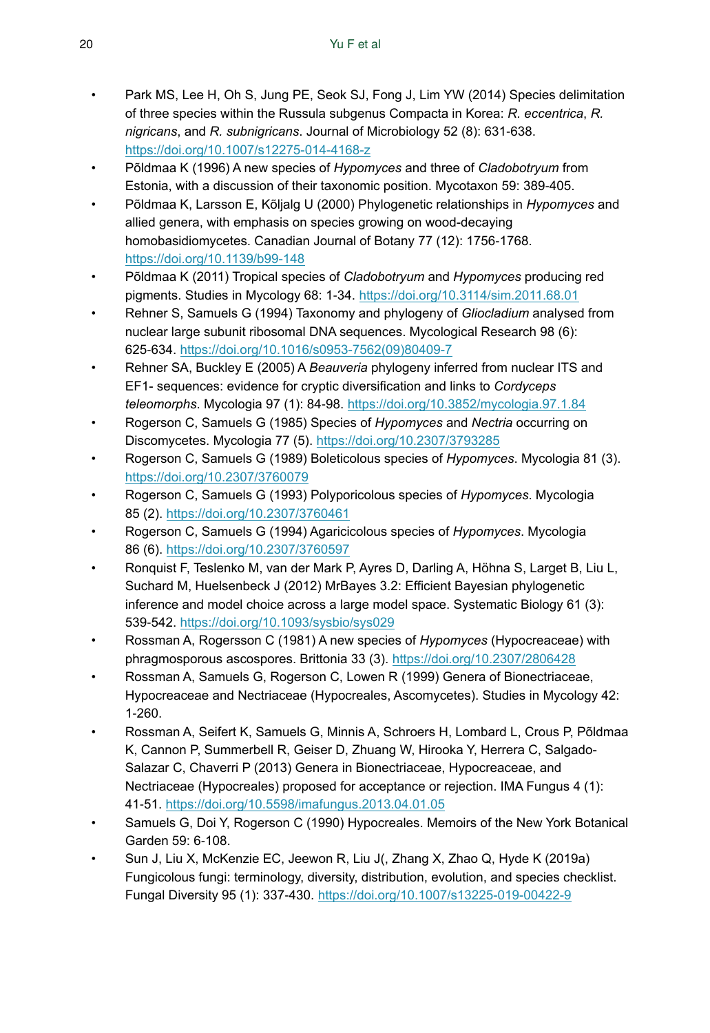- Park MS, Lee H, Oh S, Jung PE, Seok SJ, Fong J, Lim YW (2014) Species delimitation of three species within the Russula subgenus Compacta in Korea: *R. eccentrica*, *R. nigricans*, and *R. subnigricans*. Journal of Microbiology 52 (8): 631-638. https://doi.org/10.1007/s12275-014-4168-z
- Põldmaa K (1996) A new species of *Hypomyces* and three of *Cladobotryum* from Estonia, with a discussion of their taxonomic position. Mycotaxon 59: 389-405.
- Põldmaa K, Larsson E, Kõljalg U (2000) Phylogenetic relationships in *Hypomyces* and allied genera, with emphasis on species growing on wood-decaying homobasidiomycetes. Canadian Journal of Botany 77 (12): 1756-1768. https://doi.org/10.1139/b99-148
- Põldmaa K (2011) Tropical species of *Cladobotryum* and *Hypomyces* producing red pigments. Studies in Mycology 68: 1-34. https://doi.org/10.3114/sim.2011.68.01
- Rehner S, Samuels G (1994) Taxonomy and phylogeny of *Gliocladium* analysed from nuclear large subunit ribosomal DNA sequences. Mycological Research 98 (6): 625-634. https://doi.org/10.1016/s0953-7562(09)80409-7
- Rehner SA, Buckley E (2005) A *Beauveria* phylogeny inferred from nuclear ITS and EF1- sequences: evidence for cryptic diversification and links to *Cordyceps teleomorphs*. Mycologia 97 (1): 84-98. https://doi.org/10.3852/mycologia.97.1.84
- Rogerson C, Samuels G (1985) Species of *Hypomyces* and *Nectria* occurring on Discomycetes. Mycologia 77 (5). https://doi.org/10.2307/3793285
- Rogerson C, Samuels G (1989) Boleticolous species of *Hypomyces*. Mycologia 81 (3). https://doi.org/10.2307/3760079
- Rogerson C, Samuels G (1993) Polyporicolous species of *Hypomyces*. Mycologia 85 (2). https://doi.org/10.2307/3760461
- Rogerson C, Samuels G (1994) Agaricicolous species of *Hypomyces*. Mycologia 86 (6). https://doi.org/10.2307/3760597
- Ronquist F, Teslenko M, van der Mark P, Ayres D, Darling A, Höhna S, Larget B, Liu L, Suchard M, Huelsenbeck J (2012) MrBayes 3.2: Efficient Bayesian phylogenetic inference and model choice across a large model space. Systematic Biology 61 (3): 539-542. https://doi.org/10.1093/sysbio/sys029
- Rossman A, Rogersson C (1981) A new species of *Hypomyces* (Hypocreaceae) with phragmosporous ascospores. Brittonia 33 (3). https://doi.org/10.2307/2806428
- Rossman A, Samuels G, Rogerson C, Lowen R (1999) Genera of Bionectriaceae, Hypocreaceae and Nectriaceae (Hypocreales, Ascomycetes). Studies in Mycology 42: 1-260.
- Rossman A, Seifert K, Samuels G, Minnis A, Schroers H, Lombard L, Crous P, Põldmaa K, Cannon P, Summerbell R, Geiser D, Zhuang W, Hirooka Y, Herrera C, Salgado-Salazar C, Chaverri P (2013) Genera in Bionectriaceae, Hypocreaceae, and Nectriaceae (Hypocreales) proposed for acceptance or rejection. IMA Fungus 4 (1): 41-51. https://doi.org/10.5598/imafungus.2013.04.01.05
- Samuels G, Doi Y, Rogerson C (1990) Hypocreales. Memoirs of the New York Botanical Garden 59: 6-108.
- Sun J, Liu X, McKenzie EC, Jeewon R, Liu J(, Zhang X, Zhao Q, Hyde K (2019a) Fungicolous fungi: terminology, diversity, distribution, evolution, and species checklist. Fungal Diversity 95 (1): 337-430. https://doi.org/10.1007/s13225-019-00422-9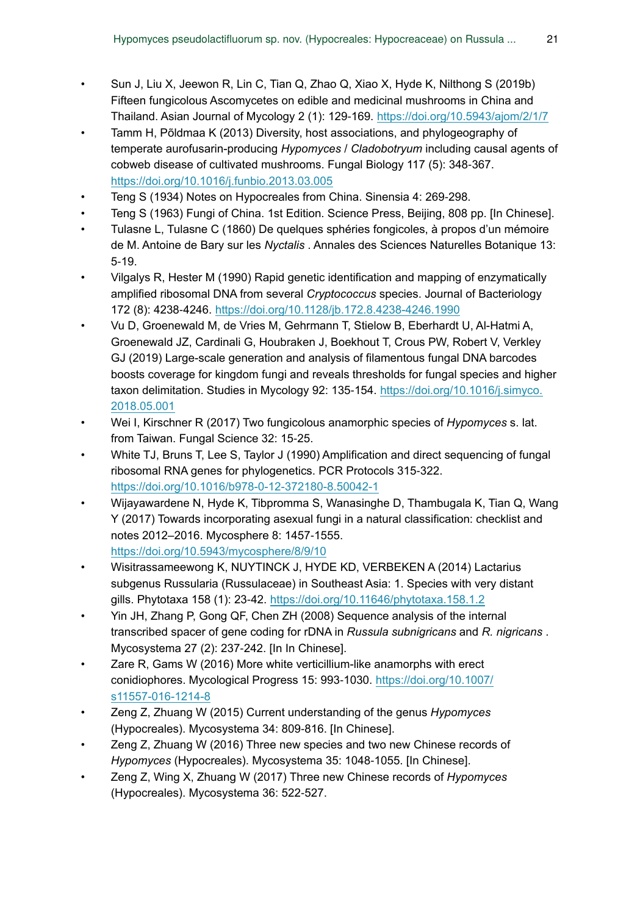- Sun J, Liu X, Jeewon R, Lin C, Tian Q, Zhao Q, Xiao X, Hyde K, Nilthong S (2019b) Fifteen fungicolous Ascomycetes on edible and medicinal mushrooms in China and Thailand. Asian Journal of Mycology 2 (1): 129-169. https://doi.org/10.5943/ajom/2/1/7
- Tamm H, Põldmaa K (2013) Diversity, host associations, and phylogeography of temperate aurofusarin-producing *Hypomyces* / *Cladobotryum* including causal agents of cobweb disease of cultivated mushrooms. Fungal Biology 117 (5): 348-367. https://doi.org/10.1016/j.funbio.2013.03.005
- Teng S (1934) Notes on Hypocreales from China. Sinensia 4: 269-298.
- Teng S (1963) Fungi of China. 1st Edition. Science Press, Beijing, 808 pp. [In Chinese].
- Tulasne L, Tulasne C (1860) De quelques sphéries fongicoles, à propos d'un mémoire de M. Antoine de Bary sur les *Nyctalis* . Annales des Sciences Naturelles Botanique 13: 5-19.
- Vilgalys R, Hester M (1990) Rapid genetic identification and mapping of enzymatically amplified ribosomal DNA from several *Cryptococcus* species. Journal of Bacteriology 172 (8): 4238-4246. https://doi.org/10.1128/jb.172.8.4238-4246.1990
- Vu D, Groenewald M, de Vries M, Gehrmann T, Stielow B, Eberhardt U, Al-Hatmi A, Groenewald JZ, Cardinali G, Houbraken J, Boekhout T, Crous PW, Robert V, Verkley GJ (2019) Large-scale generation and analysis of filamentous fungal DNA barcodes boosts coverage for kingdom fungi and reveals thresholds for fungal species and higher taxon delimitation. Studies in Mycology 92: 135-154. https://doi.org/10.1016/j.simyco.2018.05.001
- Wei I, Kirschner R (2017) Two fungicolous anamorphic species of *Hypomyces* s. lat. from Taiwan. Fungal Science 32: 15-25.
- White TJ, Bruns T, Lee S, Taylor J (1990) Amplification and direct sequencing of fungal ribosomal RNA genes for phylogenetics. PCR Protocols 315-322. https://doi.org/10.1016/b978-0-12-372180-8.50042-1
- Wijayawardene N, Hyde K, Tibpromma S, Wanasinghe D, Thambugala K, Tian Q, Wang Y (2017) Towards incorporating asexual fungi in a natural classification: checklist and notes 2012–2016. Mycosphere 8: 1457-1555. https://doi.org/10.5943/mycosphere/8/9/10
- Wisitrassameewong K, NUYTINCK J, HYDE KD, VERBEKEN A (2014) Lactarius subgenus Russularia (Russulaceae) in Southeast Asia: 1. Species with very distant gills. Phytotaxa 158 (1): 23-42. https://doi.org/10.11646/phytotaxa.158.1.2
- Yin JH, Zhang P, Gong QF, Chen ZH (2008) Sequence analysis of the internal transcribed spacer of gene coding for rDNA in *Russula subnigricans* and *R. nigricans* . Mycosystema 27 (2): 237-242. [In In Chinese].
- Zare R, Gams W (2016) More white verticillium-like anamorphs with erect conidiophores. Mycological Progress 15: 993-1030. https://doi.org/10.1007/s11557-016-1214-8
- Zeng Z, Zhuang W (2015) Current understanding of the genus *Hypomyces* (Hypocreales). Mycosystema 34: 809-816. [In Chinese].
- Zeng Z, Zhuang W (2016) Three new species and two new Chinese records of *Hypomyces* (Hypocreales). Mycosystema 35: 1048-1055. [In Chinese].
- Zeng Z, Wing X, Zhuang W (2017) Three new Chinese records of *Hypomyces* (Hypocreales). Mycosystema 36: 522-527.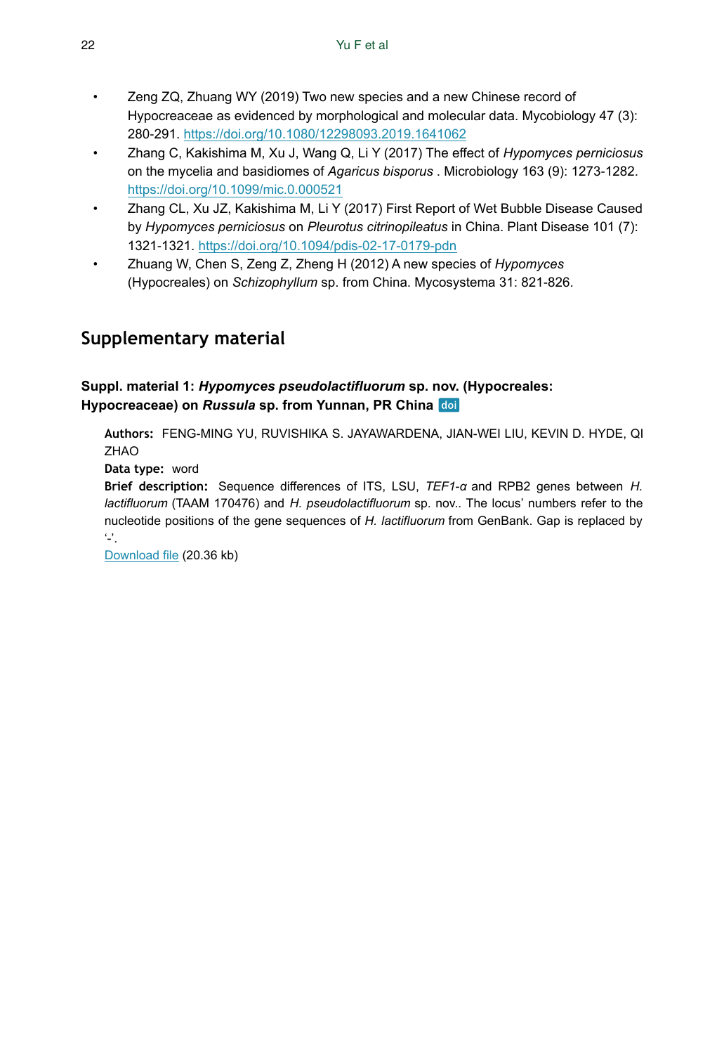- Zeng ZQ, Zhuang WY (2019) Two new species and a new Chinese record of Hypocreaceae as evidenced by morphological and molecular data. Mycobiology 47 (3): 280-291. https://doi.org/10.1080/12298093.2019.1641062
- Zhang C, Kakishima M, Xu J, Wang Q, Li Y (2017) The effect of *Hypomyces perniciosus* on the mycelia and basidiomes of *Agaricus bisporus* . Microbiology 163 (9): 1273-1282. https://doi.org/10.1099/mic.0.000521
- Zhang CL, Xu JZ, Kakishima M, Li Y (2017) First Report of Wet Bubble Disease Caused by *Hypomyces perniciosus* on *Pleurotus citrinopileatus* in China. Plant Disease 101 (7): 1321-1321. https://doi.org/10.1094/pdis-02-17-0179-pdn
- Zhuang W, Chen S, Zeng Z, Zheng H (2012) A new species of *Hypomyces* (Hypocreales) on *Schizophyllum* sp. from China. Mycosystema 31: 821-826.

## Supplementary material

### Suppl. material 1: *Hypomyces pseudolactifluorum* sp. nov. (Hypocreales: Hypocreaceae) on *Russula* sp. from Yunnan, PR China doi

**Authors:** FENG-MING YU, RUVISHIKA S. JAYAWARDENA, JIAN-WEI LIU, KEVIN D. HYDE, QI ZHAO

**Data type:** word

**Brief description:** Sequence differences of ITS, LSU, *TEF1-α* and RPB2 genes between *H. lactifluorum* (TAAM 170476) and *H. pseudolactifluorum* sp. nov.. The locus' numbers refer to the nucleotide positions of the gene sequences of *H. lactifluorum* from GenBank. Gap is replaced by '-'.

Download file (20.36 kb)